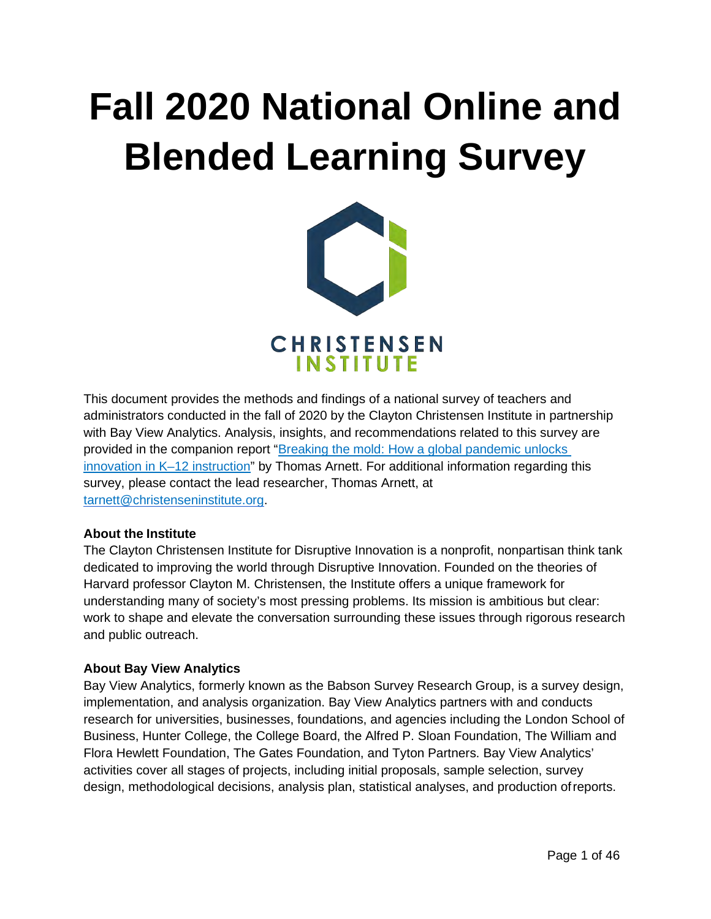# Fall 2020 National Online and Blended Learning Survey

CHRISTENSEN INSTITUTE

This document provides the methods and findings of a national survey of teachers and administrators conducted in the fall of 2020 by the Clayton Christensen Institute in partnership with Bay View Analytics. Analysis, insights, and recommendations related to this survey are provided in the companion report "[Breaking the mold: How a global pandemic unlocks innovation in K–12 instruction]()" by Thomas Arnett. For additional information regarding this survey, please contact the lead researcher, Thomas Arnett, at [tarnett@christenseninstitute.org](mailto:tarnett@christenseninstitute.org).

**About the Institute**

The Clayton Christensen Institute for Disruptive Innovation is a nonprofit, nonpartisan think tank dedicated to improving the world through Disruptive Innovation. Founded on the theories of Harvard professor Clayton M. Christensen, the Institute offers a unique framework for understanding many of society's most pressing problems. Its mission is ambitious but clear: work to shape and elevate the conversation surrounding these issues through rigorous research and public outreach.

**About Bay View Analytics**

Bay View Analytics, formerly known as the Babson Survey Research Group, is a survey design, implementation, and analysis organization. Bay View Analytics partners with and conducts research for universities, businesses, foundations, and agencies including the London School of Business, Hunter College, the College Board, the Alfred P. Sloan Foundation, The William and Flora Hewlett Foundation, The Gates Foundation, and Tyton Partners. Bay View Analytics' activities cover all stages of projects, including initial proposals, sample selection, survey design, methodological decisions, analysis plan, statistical analyses, and production of reports.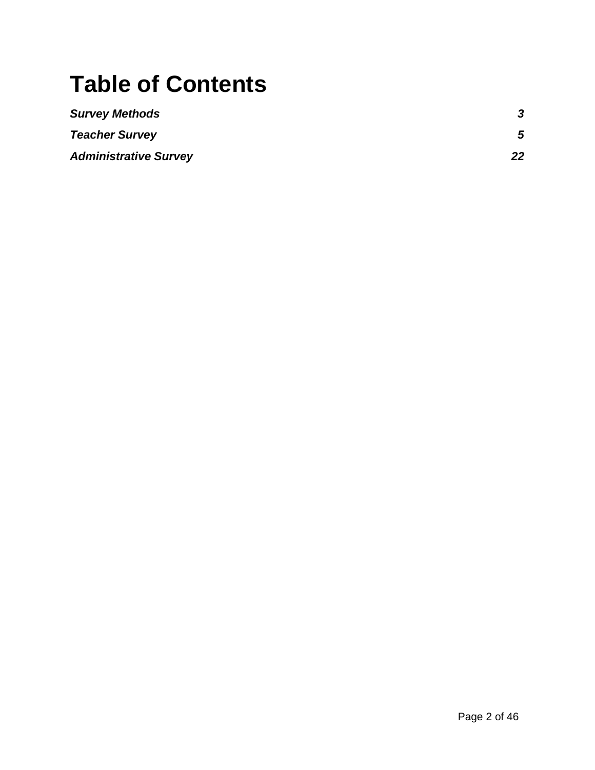# Table of Contents

| | |
|---|---|
| ***Survey Methods*** | ***3*** |
| ***Teacher Survey*** | ***5*** |
| ***Administrative Survey*** | ***22*** |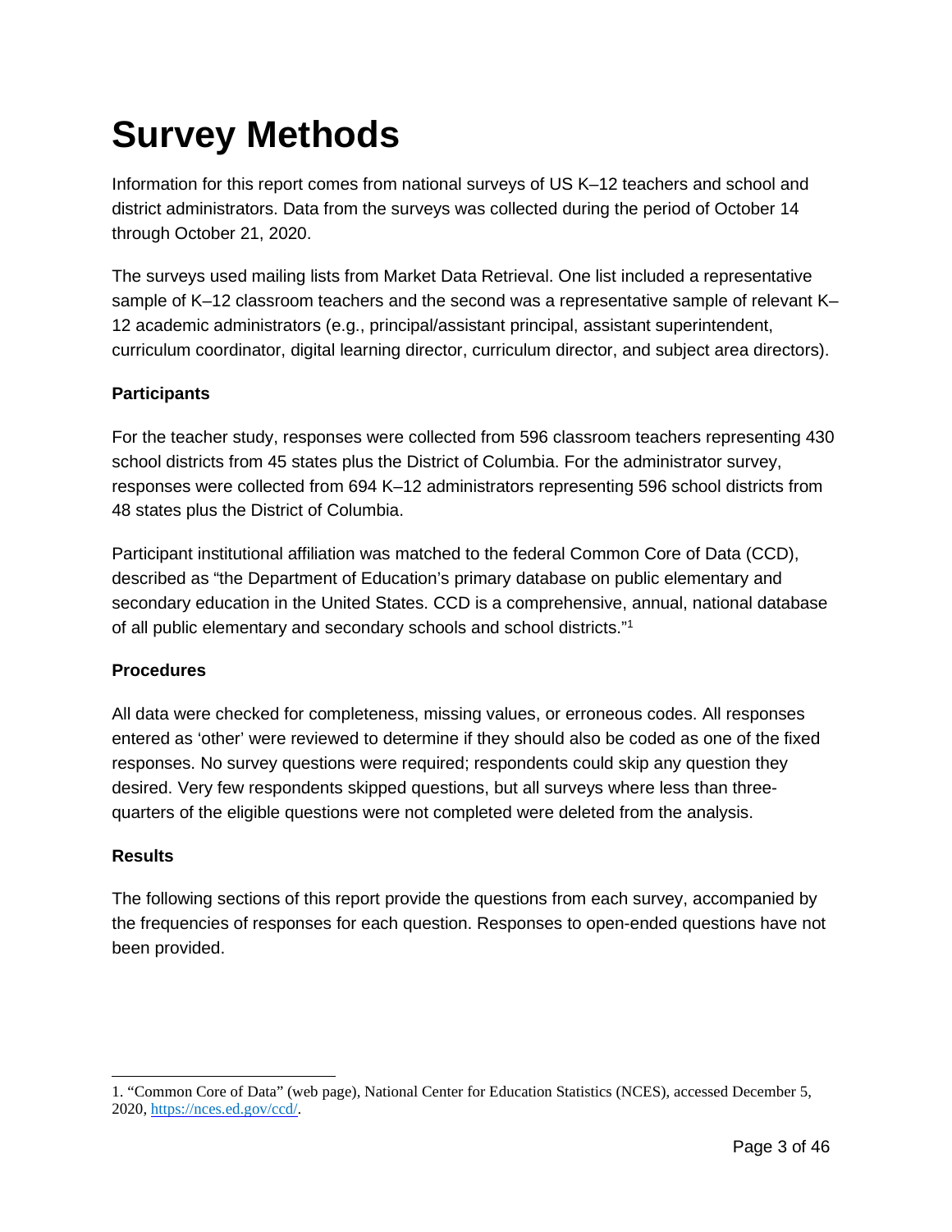# Survey Methods

Information for this report comes from national surveys of US K–12 teachers and school and district administrators. Data from the surveys was collected during the period of October 14 through October 21, 2020.

The surveys used mailing lists from Market Data Retrieval. One list included a representative sample of K–12 classroom teachers and the second was a representative sample of relevant K–12 academic administrators (e.g., principal/assistant principal, assistant superintendent, curriculum coordinator, digital learning director, curriculum director, and subject area directors).

**Participants**

For the teacher study, responses were collected from 596 classroom teachers representing 430 school districts from 45 states plus the District of Columbia. For the administrator survey, responses were collected from 694 K–12 administrators representing 596 school districts from 48 states plus the District of Columbia.

Participant institutional affiliation was matched to the federal Common Core of Data (CCD), described as "the Department of Education's primary database on public elementary and secondary education in the United States. CCD is a comprehensive, annual, national database of all public elementary and secondary schools and school districts."[1]

**Procedures**

All data were checked for completeness, missing values, or erroneous codes. All responses entered as 'other' were reviewed to determine if they should also be coded as one of the fixed responses. No survey questions were required; respondents could skip any question they desired. Very few respondents skipped questions, but all surveys where less than three-quarters of the eligible questions were not completed were deleted from the analysis.

**Results**

The following sections of this report provide the questions from each survey, accompanied by the frequencies of responses for each question. Responses to open-ended questions have not been provided.

---

1. "Common Core of Data" (web page), National Center for Education Statistics (NCES), accessed December 5, 2020, https://nces.ed.gov/ccd/.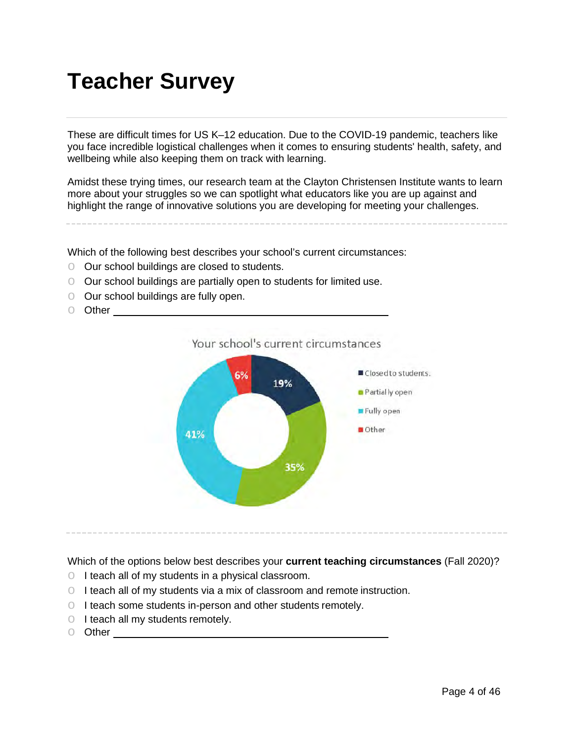# Teacher Survey

These are difficult times for US K–12 education. Due to the COVID-19 pandemic, teachers like you face incredible logistical challenges when it comes to ensuring students' health, safety, and wellbeing while also keeping them on track with learning.

Amidst these trying times, our research team at the Clayton Christensen Institute wants to learn more about your struggles so we can spotlight what educators like you are up against and highlight the range of innovative solutions you are developing for meeting your challenges.

---

Which of the following best describes your school's current circumstances:

- Our school buildings are closed to students.
- Our school buildings are partially open to students for limited use.
- Our school buildings are fully open.
- Other ________________________________

Your school's current circumstances

| Response | Percentage |
| --- | --- |
| Closed to students. | 19% |
| Partially open | 35% |
| Fully open | 41% |
| Other | 6% |

---

Which of the options below best describes your **current teaching circumstances** (Fall 2020)?

- I teach all of my students in a physical classroom.
- I teach all of my students via a mix of classroom and remote instruction.
- I teach some students in-person and other students remotely.
- I teach all my students remotely.
- Other ________________________________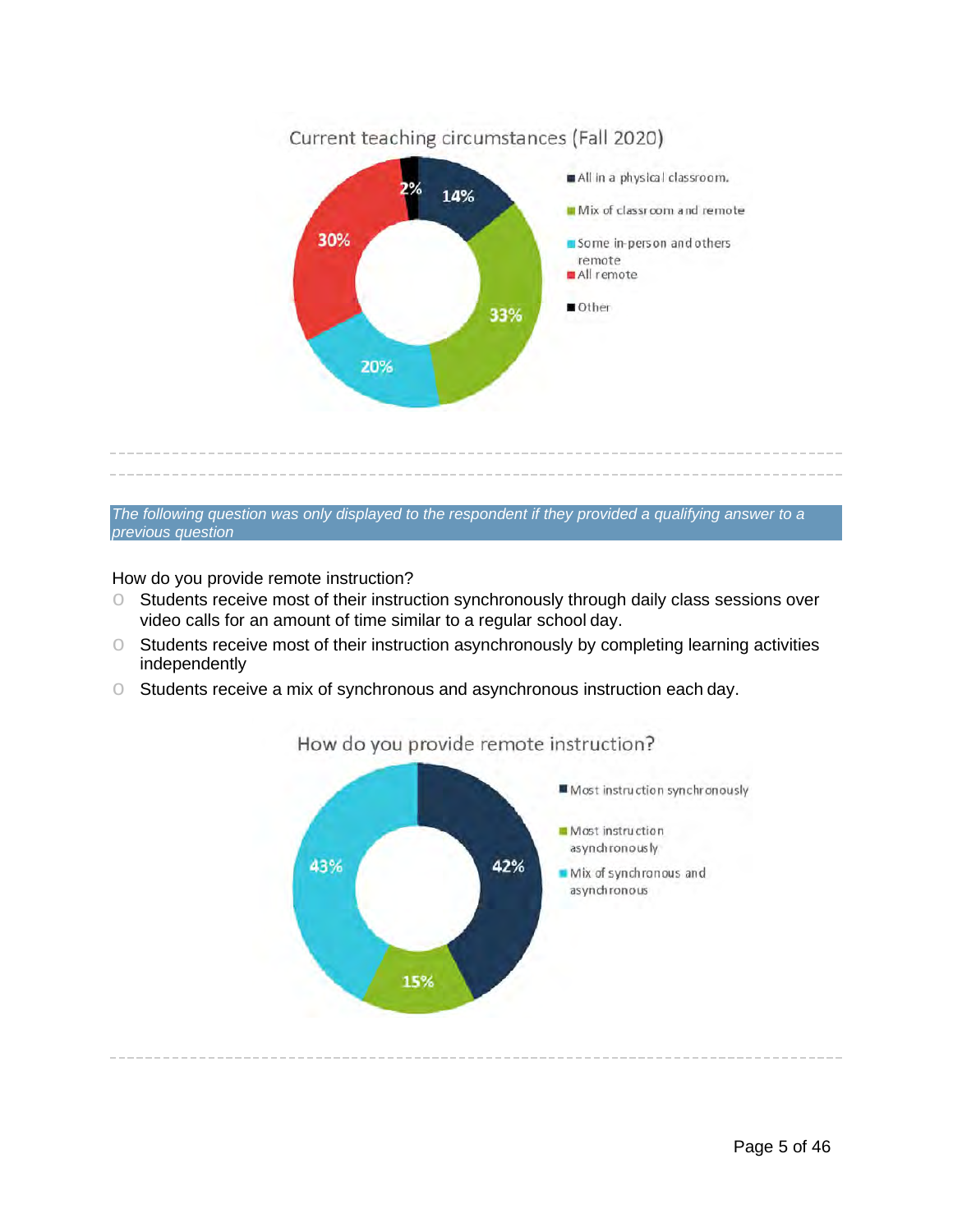Current teaching circumstances (Fall 2020)

- All in a physical classroom: 14%
- Mix of classroom and remote: 33%
- Some in-person and others remote: 20%
- All remote: 30%
- Other: 2%

*The following question was only displayed to the respondent if they provided a qualifying answer to a previous question*

How do you provide remote instruction?

- Students receive most of their instruction synchronously through daily class sessions over video calls for an amount of time similar to a regular school day.
- Students receive most of their instruction asynchronously by completing learning activities independently
- Students receive a mix of synchronous and asynchronous instruction each day.

How do you provide remote instruction?

- Most instruction synchronously: 42%
- Most instruction asynchronously: 15%
- Mix of synchronous and asynchronous: 43%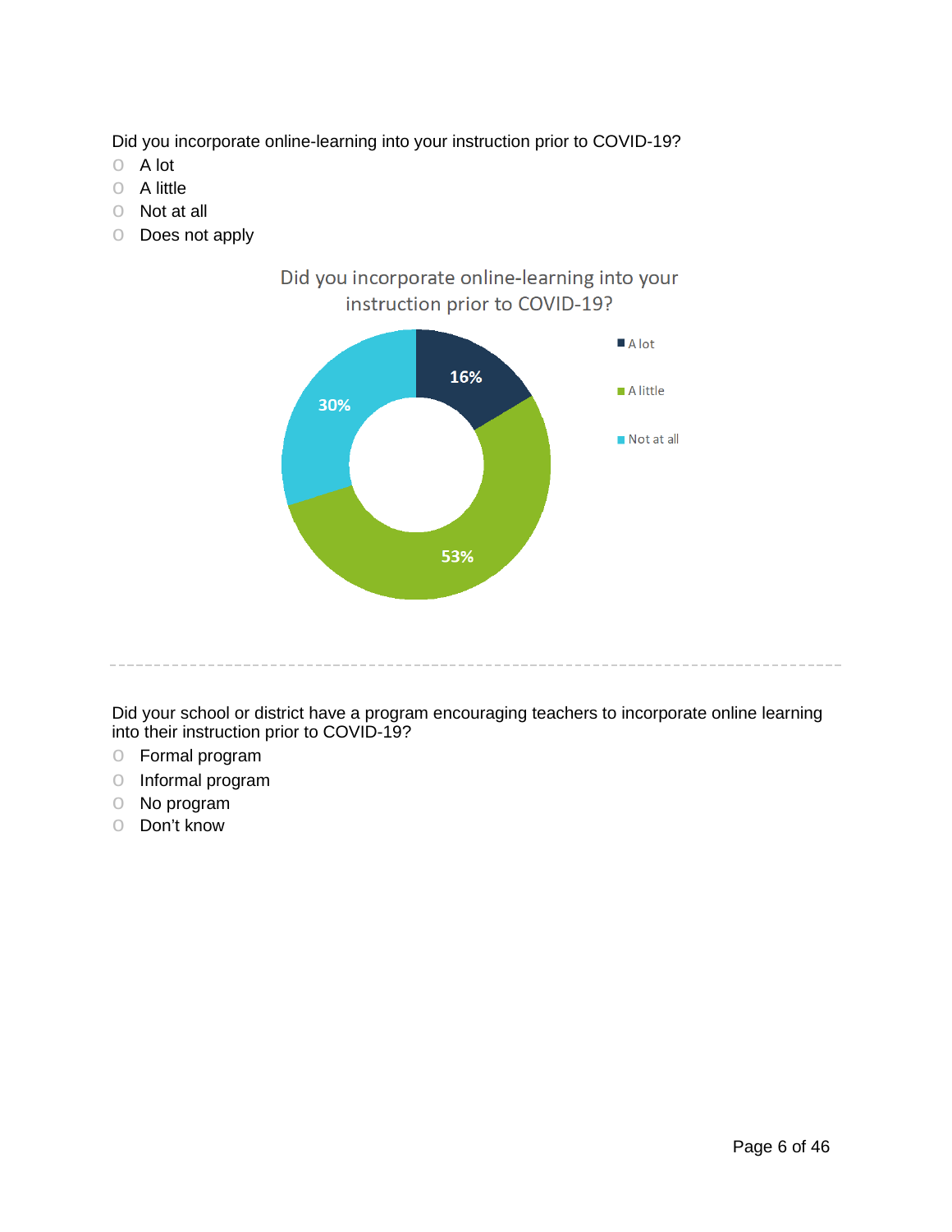Did you incorporate online-learning into your instruction prior to COVID-19?

- A lot
- A little
- Not at all
- Does not apply

Did you incorporate online-learning into your instruction prior to COVID-19?

| Response | Percentage |
|---|---|
| A lot | 16% |
| A little | 53% |
| Not at all | 30% |

---

Did your school or district have a program encouraging teachers to incorporate online learning into their instruction prior to COVID-19?

- Formal program
- Informal program
- No program
- Don't know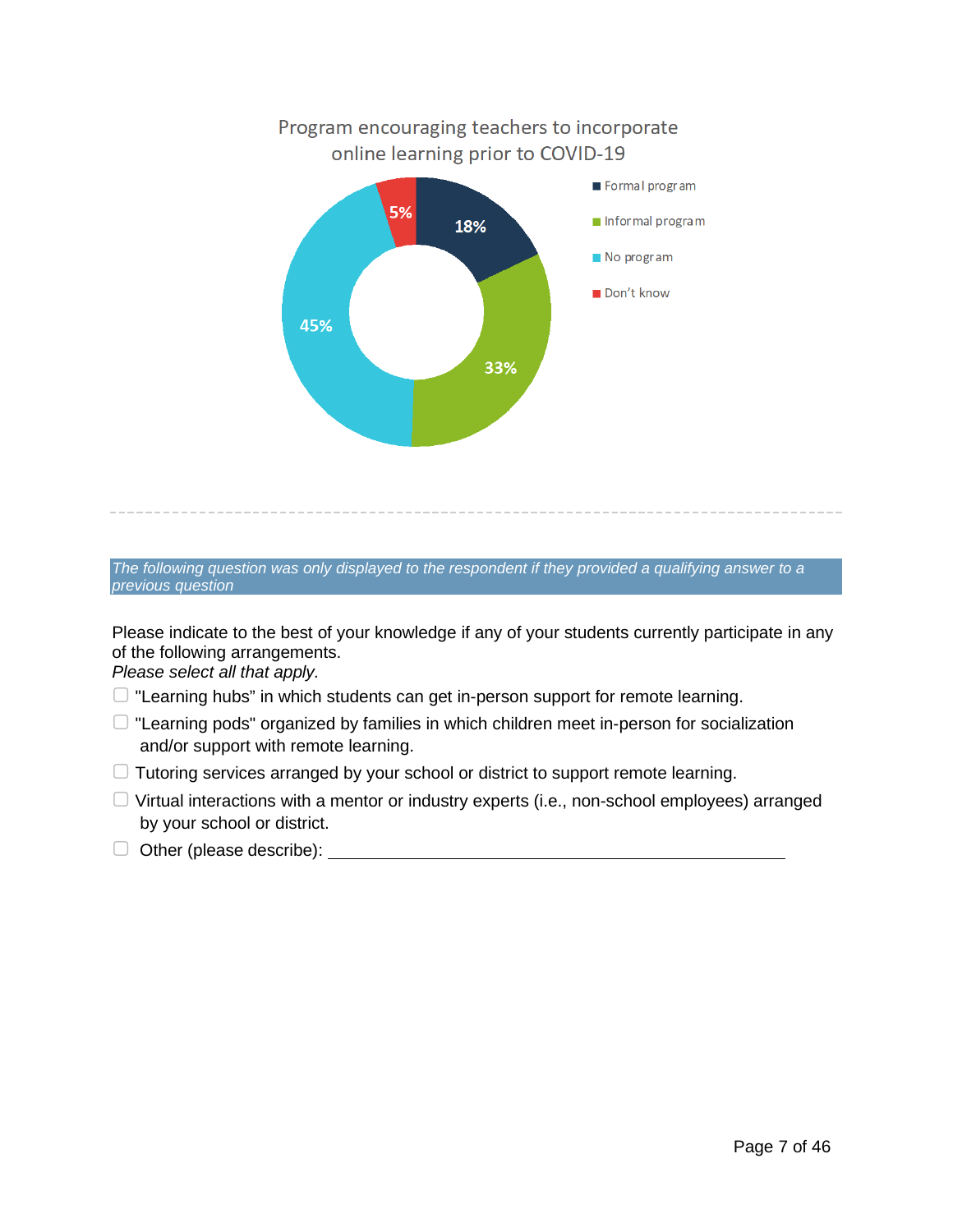Program encouraging teachers to incorporate online learning prior to COVID-19

- Formal program: 18%
- Informal program: 33%
- No program: 45%
- Don't know: 5%

---

*The following question was only displayed to the respondent if they provided a qualifying answer to a previous question*

Please indicate to the best of your knowledge if any of your students currently participate in any of the following arrangements.
*Please select all that apply.*

- ☐ "Learning hubs" in which students can get in-person support for remote learning.
- ☐ "Learning pods" organized by families in which children meet in-person for socialization and/or support with remote learning.
- ☐ Tutoring services arranged by your school or district to support remote learning.
- ☐ Virtual interactions with a mentor or industry experts (i.e., non-school employees) arranged by your school or district.
- ☐ Other (please describe): ______________________________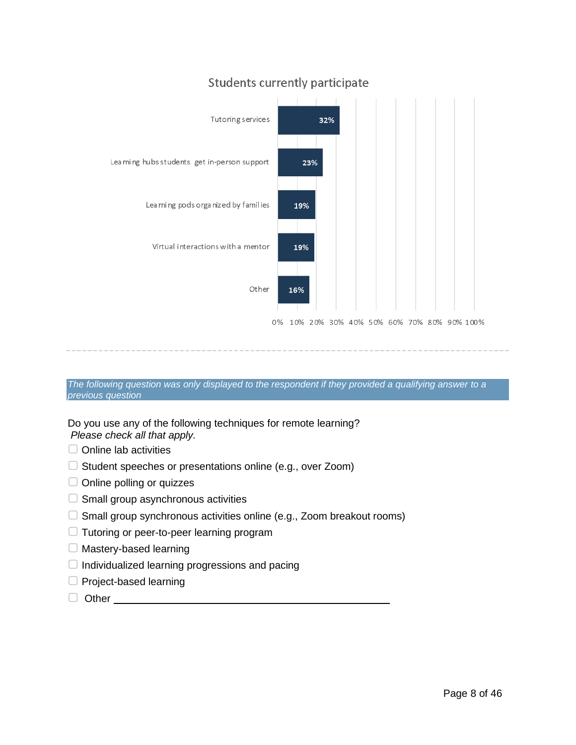## Students currently participate

| Category | Percentage |
| --- | --- |
| Tutoring services | 32% |
| Learning hubs students get in-person support | 23% |
| Learning pods organized by families | 19% |
| Virtual interactions with a mentor | 19% |
| Other | 16% |

---

*The following question was only displayed to the respondent if they provided a qualifying answer to a previous question*

Do you use any of the following techniques for remote learning?
*Please check all that apply.*

- ☐ Online lab activities
- ☐ Student speeches or presentations online (e.g., over Zoom)
- ☐ Online polling or quizzes
- ☐ Small group asynchronous activities
- ☐ Small group synchronous activities online (e.g., Zoom breakout rooms)
- ☐ Tutoring or peer-to-peer learning program
- ☐ Mastery-based learning
- ☐ Individualized learning progressions and pacing
- ☐ Project-based learning
- ☐ Other ________________________________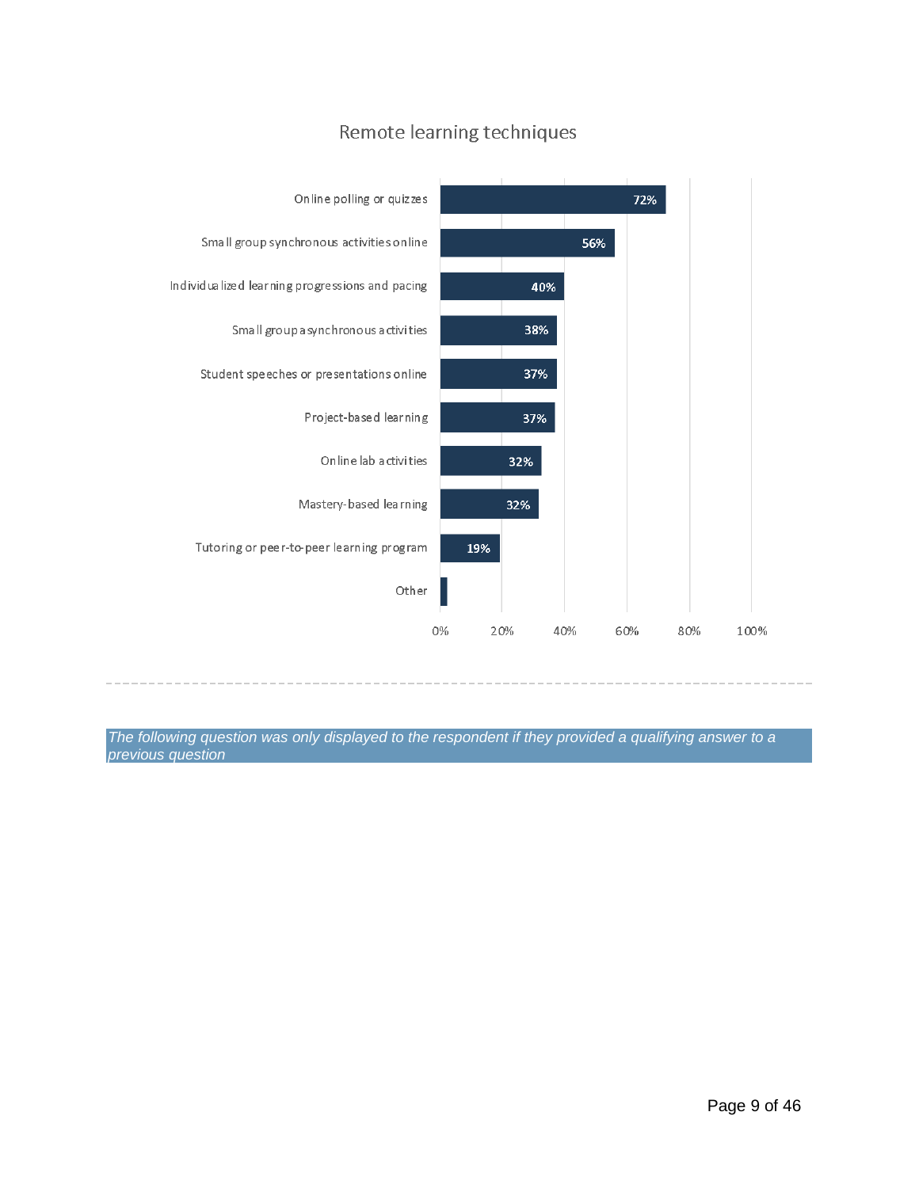## Remote learning techniques

| Technique | Percentage |
|---|---|
| Online polling or quizzes | 72% |
| Small group synchronous activities online | 56% |
| Individualized learning progressions and pacing | 40% |
| Small group asynchronous activities | 38% |
| Student speeches or presentations online | 37% |
| Project-based learning | 37% |
| Online lab activities | 32% |
| Mastery-based learning | 32% |
| Tutoring or peer-to-peer learning program | 19% |
| Other | |

---

*The following question was only displayed to the respondent if they provided a qualifying answer to a previous question*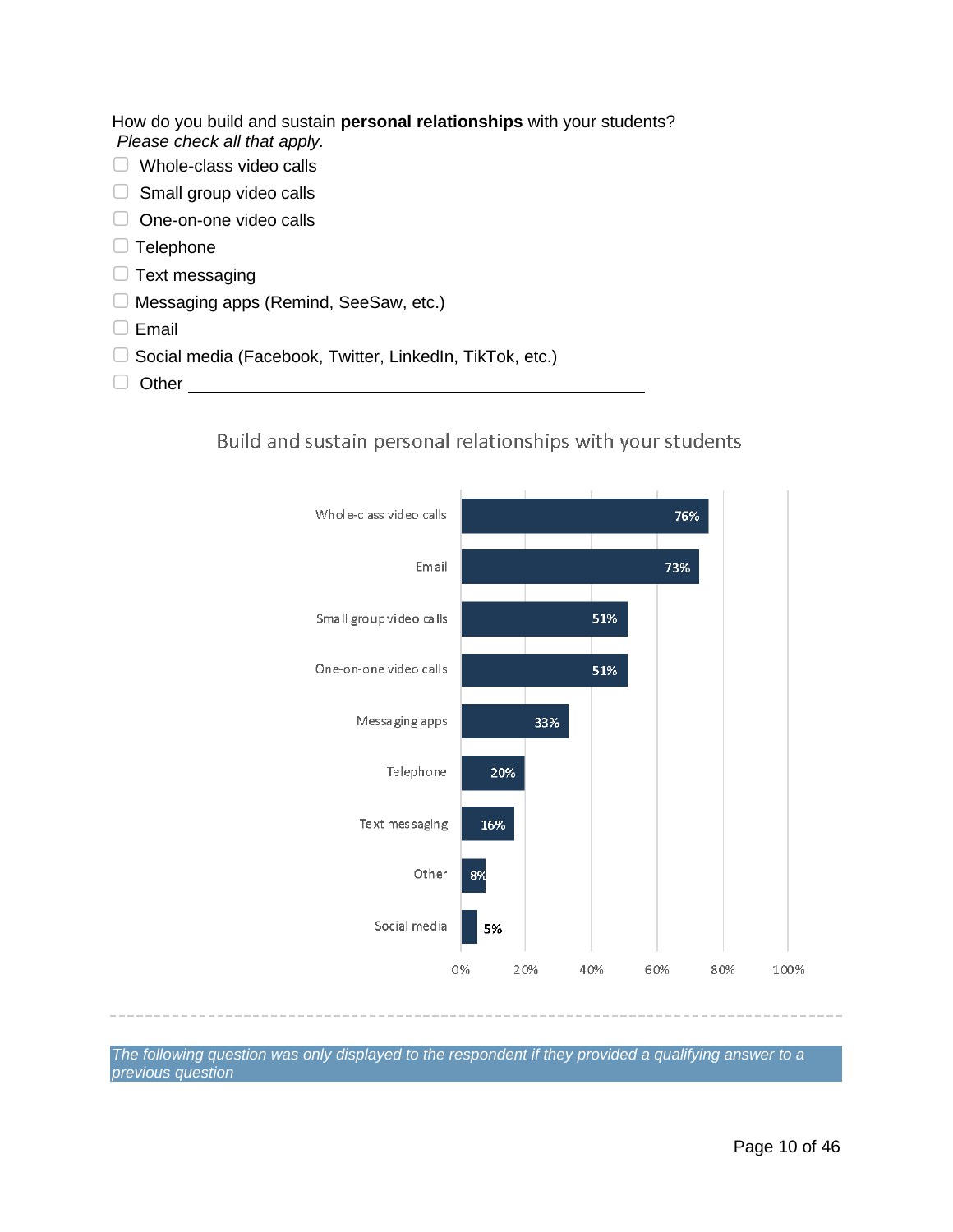How do you build and sustain **personal relationships** with your students?
*Please check all that apply.*

- ☐ Whole-class video calls
- ☐ Small group video calls
- ☐ One-on-one video calls
- ☐ Telephone
- ☐ Text messaging
- ☐ Messaging apps (Remind, SeeSaw, etc.)
- ☐ Email
- ☐ Social media (Facebook, Twitter, LinkedIn, TikTok, etc.)
- ☐ Other ________________________________________

**Build and sustain personal relationships with your students**

| Response | Percent |
| --- | --- |
| Whole-class video calls | 76% |
| Email | 73% |
| Small group video calls | 51% |
| One-on-one video calls | 51% |
| Messaging apps | 33% |
| Telephone | 20% |
| Text messaging | 16% |
| Other | 8% |
| Social media | 5% |

*The following question was only displayed to the respondent if they provided a qualifying answer to a previous question*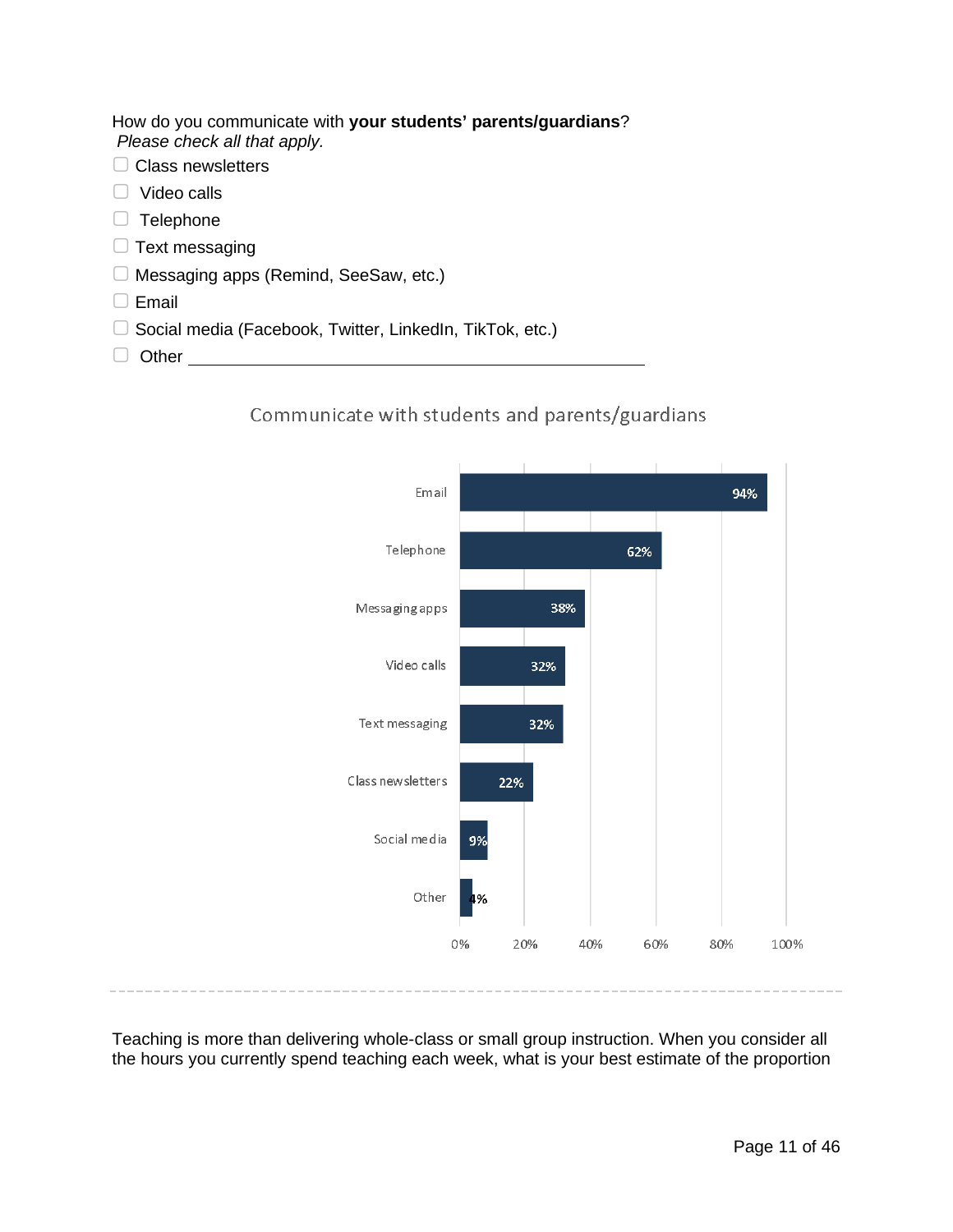How do you communicate with **your students' parents/guardians**?
*Please check all that apply.*

- ☐ Class newsletters
- ☐ Video calls
- ☐ Telephone
- ☐ Text messaging
- ☐ Messaging apps (Remind, SeeSaw, etc.)
- ☐ Email
- ☐ Social media (Facebook, Twitter, LinkedIn, TikTok, etc.)
- ☐ Other ______________________________

Communicate with students and parents/guardians

| Method | Percentage |
| --- | --- |
| Email | 94% |
| Telephone | 62% |
| Messaging apps | 38% |
| Video calls | 32% |
| Text messaging | 32% |
| Class newsletters | 22% |
| Social media | 9% |
| Other | 4% |

---

Teaching is more than delivering whole-class or small group instruction. When you consider all the hours you currently spend teaching each week, what is your best estimate of the proportion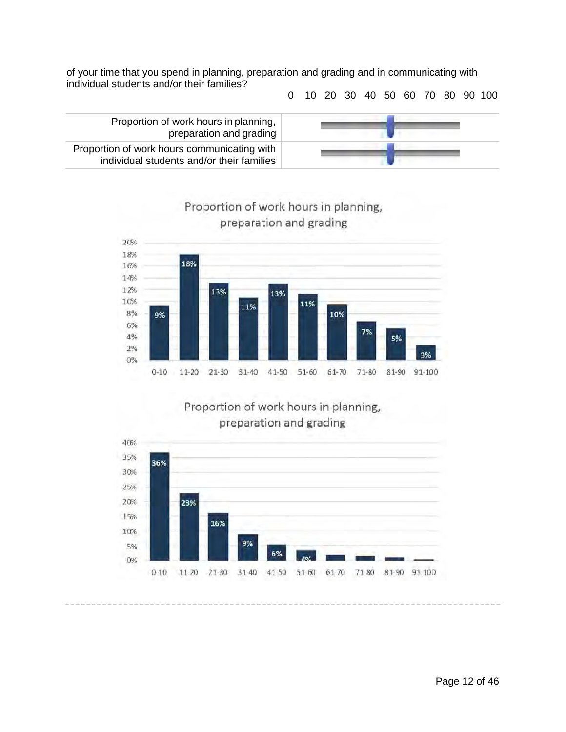of your time that you spend in planning, preparation and grading and in communicating with individual students and/or their families?

| | 0 10 20 30 40 50 60 70 80 90 100 |
|---|---|
| Proportion of work hours in planning, preparation and grading | |
| Proportion of work hours communicating with individual students and/or their families | |

**Proportion of work hours in planning, preparation and grading**

| 0-10 | 11-20 | 21-30 | 31-40 | 41-50 | 51-60 | 61-70 | 71-80 | 81-90 | 91-100 |
|---|---|---|---|---|---|---|---|---|---|
| 9% | 18% | 13% | 11% | 13% | 11% | 10% | 7% | 5% | 3% |

**Proportion of work hours in planning, preparation and grading**

| 0-10 | 11-20 | 21-30 | 31-40 | 41-50 | 51-60 | 61-70 | 71-80 | 81-90 | 91-100 |
|---|---|---|---|---|---|---|---|---|---|
| 36% | 23% | 16% | 9% | 6% | 4% | | | | |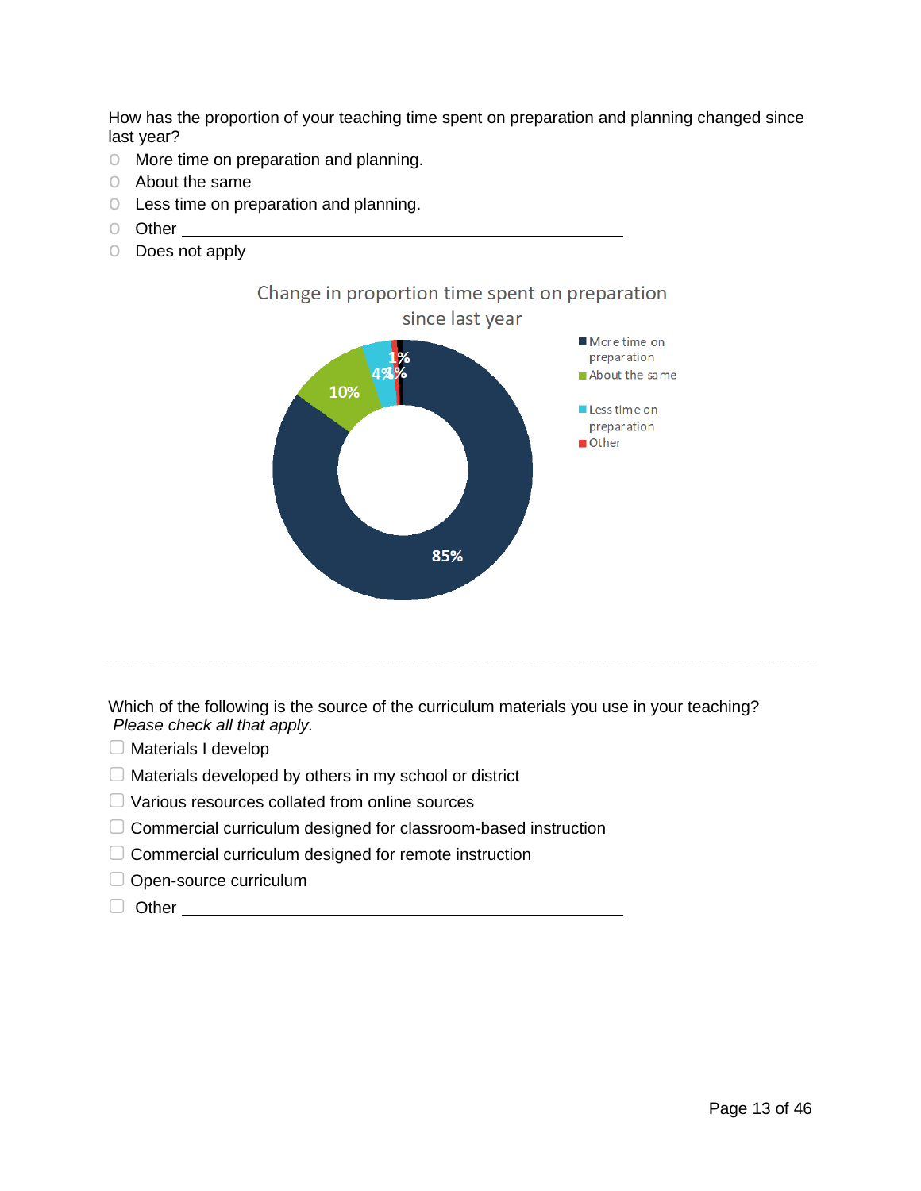How has the proportion of your teaching time spent on preparation and planning changed since last year?

- More time on preparation and planning.
- About the same
- Less time on preparation and planning.
- Other ______________________________
- Does not apply

Change in proportion time spent on preparation since last year

- More time on preparation: 85%
- About the same: 10%
- Less time on preparation: 4%
- Other: 1%
- 1%

---

Which of the following is the source of the curriculum materials you use in your teaching? *Please check all that apply.*

- Materials I develop
- Materials developed by others in my school or district
- Various resources collated from online sources
- Commercial curriculum designed for classroom-based instruction
- Commercial curriculum designed for remote instruction
- Open-source curriculum
- Other ______________________________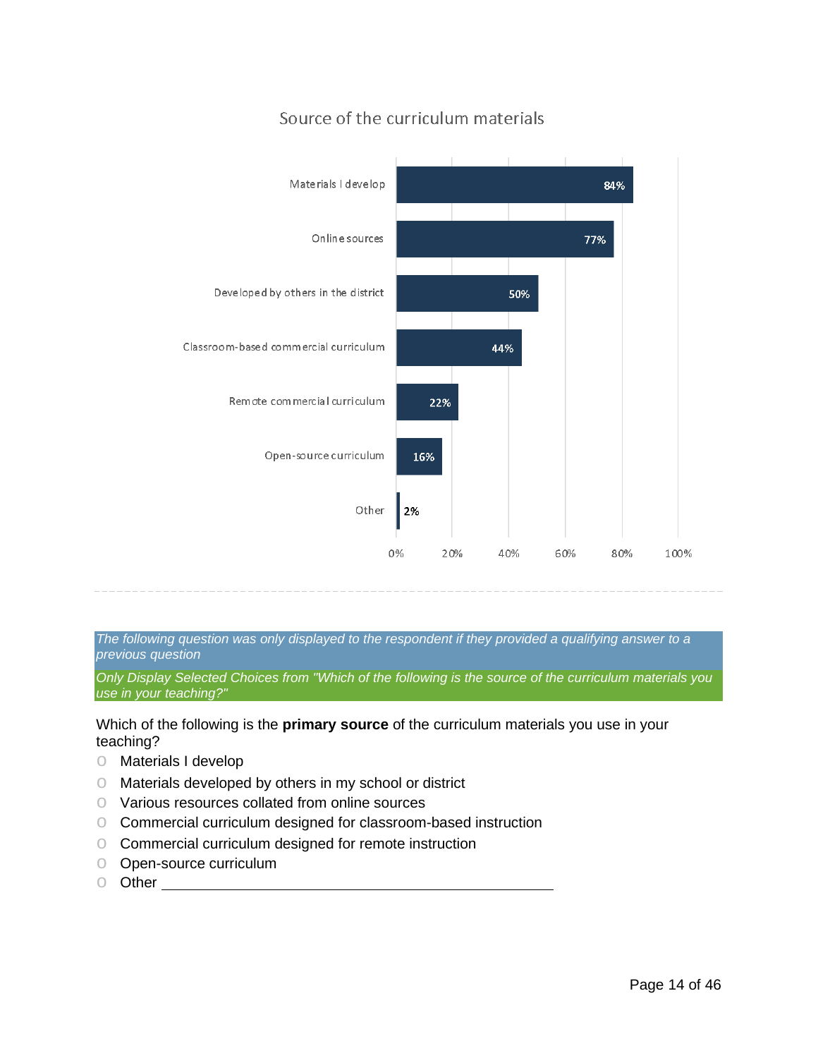## Source of the curriculum materials

| Source | Percentage |
|---|---|
| Materials I develop | 84% |
| Online sources | 77% |
| Developed by others in the district | 50% |
| Classroom-based commercial curriculum | 44% |
| Remote commercial curriculum | 22% |
| Open-source curriculum | 16% |
| Other | 2% |

---

*The following question was only displayed to the respondent if they provided a qualifying answer to a previous question*

*Only Display Selected Choices from "Which of the following is the source of the curriculum materials you use in your teaching?"*

Which of the following is the **primary source** of the curriculum materials you use in your teaching?

- Materials I develop
- Materials developed by others in my school or district
- Various resources collated from online sources
- Commercial curriculum designed for classroom-based instruction
- Commercial curriculum designed for remote instruction
- Open-source curriculum
- Other ________________________________________________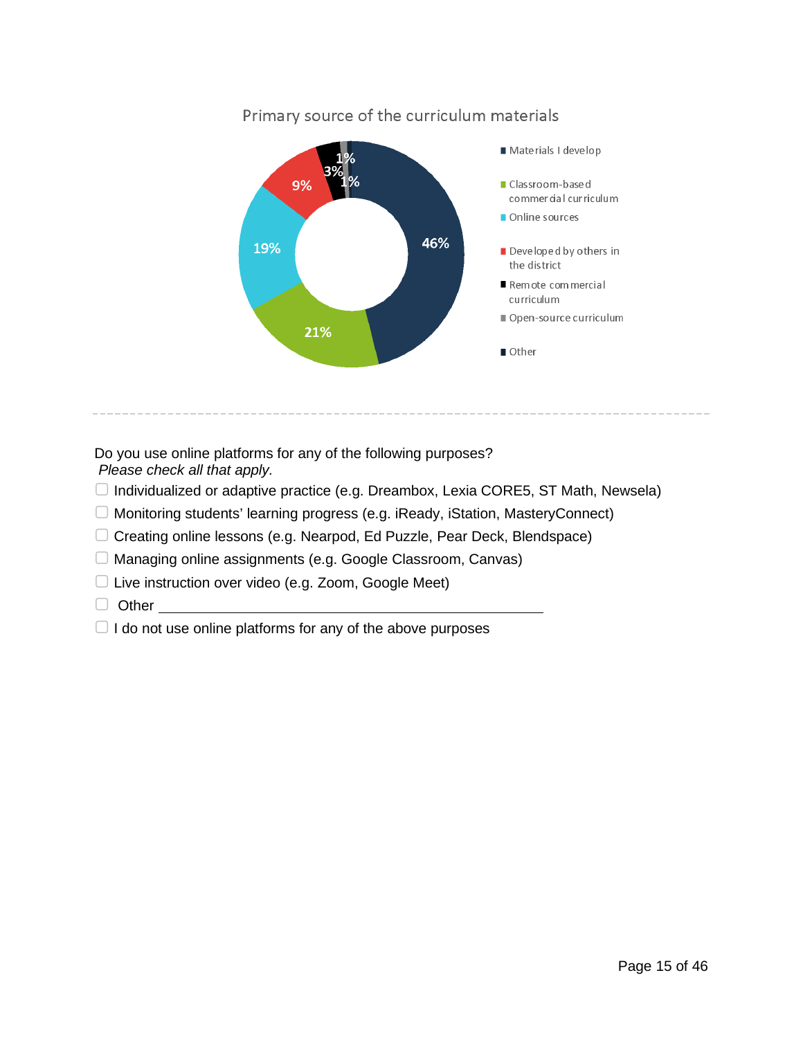Primary source of the curriculum materials

| Source | Percentage |
|---|---|
| Materials I develop | 46% |
| Classroom-based commercial curriculum | 21% |
| Online sources | 19% |
| Developed by others in the district | 9% |
| Remote commercial curriculum | 3% |
| Open-source curriculum | 1% |
| Other | 1% |

---

Do you use online platforms for any of the following purposes?
*Please check all that apply.*

- ☐ Individualized or adaptive practice (e.g. Dreambox, Lexia CORE5, ST Math, Newsela)
- ☐ Monitoring students' learning progress (e.g. iReady, iStation, MasteryConnect)
- ☐ Creating online lessons (e.g. Nearpod, Ed Puzzle, Pear Deck, Blendspace)
- ☐ Managing online assignments (e.g. Google Classroom, Canvas)
- ☐ Live instruction over video (e.g. Zoom, Google Meet)
- ☐ Other ______________________________
- ☐ I do not use online platforms for any of the above purposes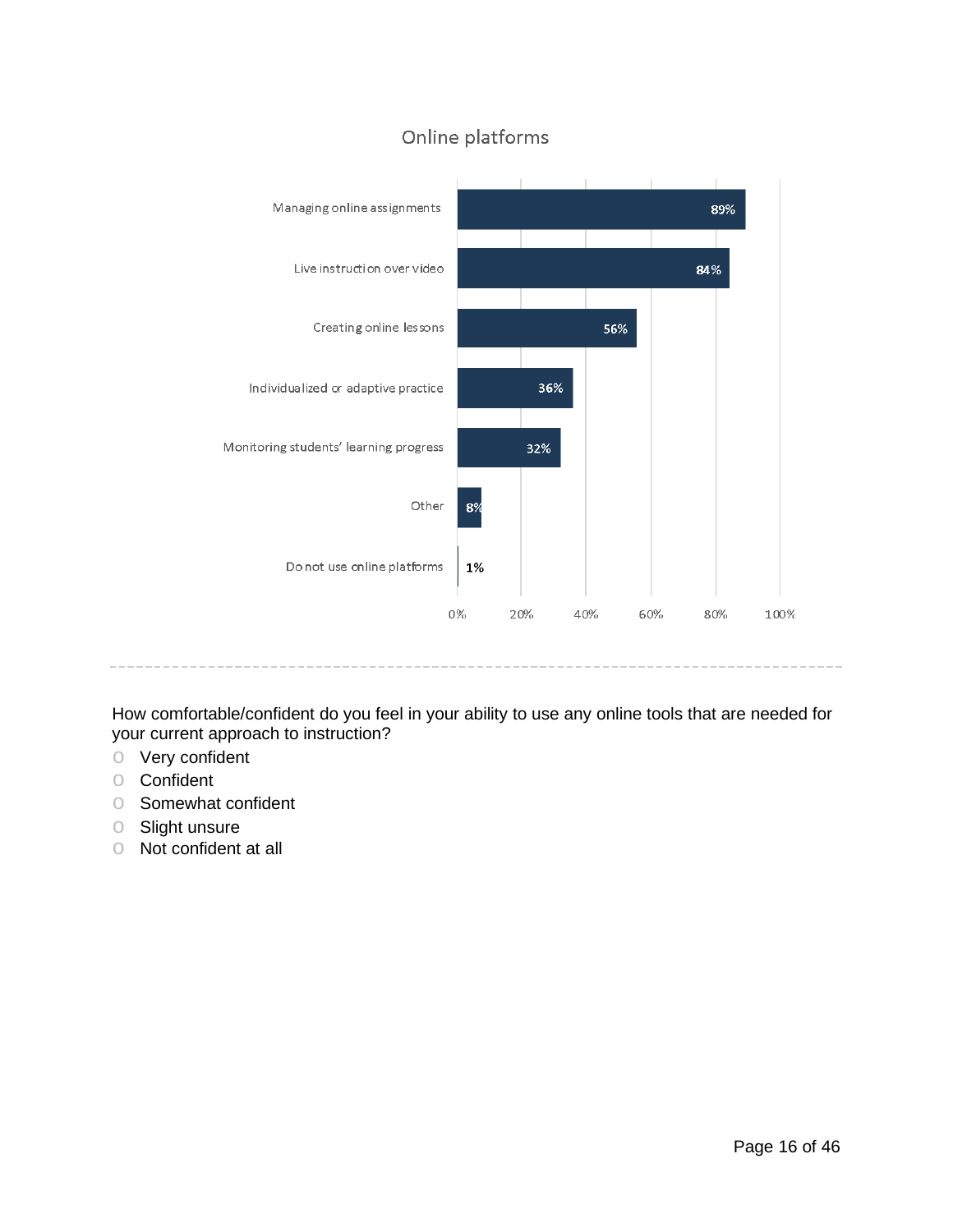## Online platforms

| Category | Percentage |
| --- | --- |
| Managing online assignments | 89% |
| Live instruction over video | 84% |
| Creating online lessons | 56% |
| Individualized or adaptive practice | 36% |
| Monitoring students' learning progress | 32% |
| Other | 8% |
| Do not use online platforms | 1% |

---

How comfortable/confident do you feel in your ability to use any online tools that are needed for your current approach to instruction?

- Very confident
- Confident
- Somewhat confident
- Slight unsure
- Not confident at all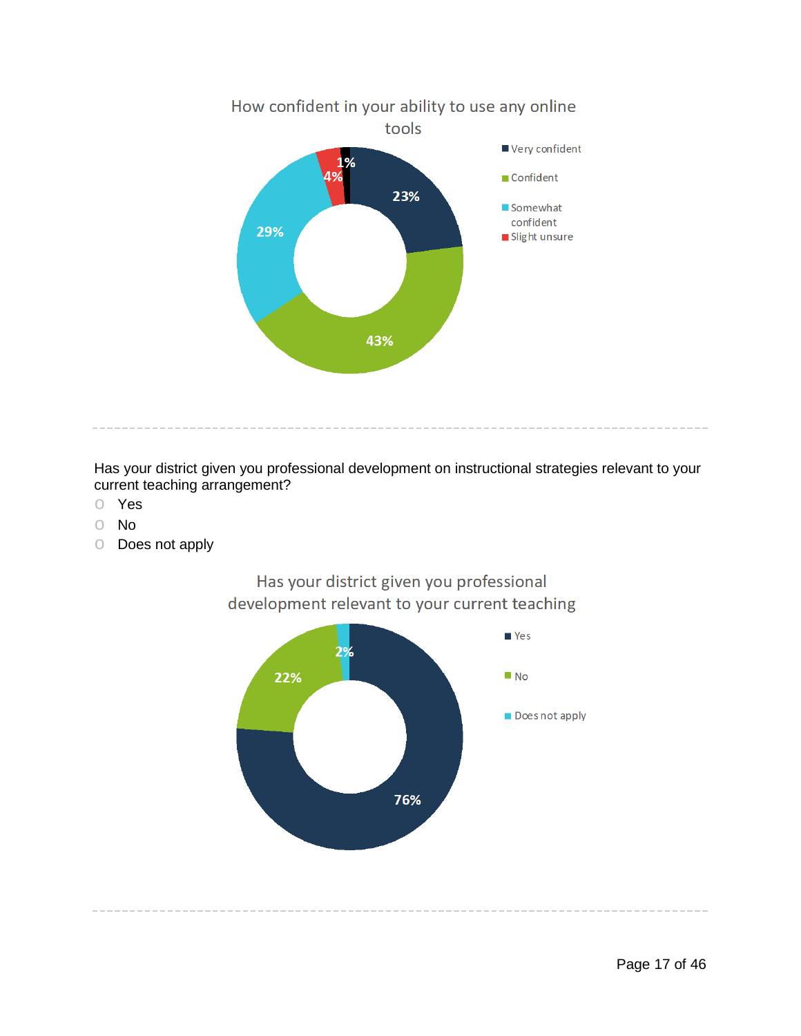How confident in your ability to use any online tools

| Response | Percentage |
|---|---|
| Very confident | 23% |
| Confident | 43% |
| Somewhat confident | 29% |
| Slight unsure | 4% |
| (unlabeled) | 1% |

---

Has your district given you professional development on instructional strategies relevant to your current teaching arrangement?

- Yes
- No
- Does not apply

Has your district given you professional development relevant to your current teaching

| Response | Percentage |
|---|---|
| Yes | 76% |
| No | 22% |
| Does not apply | 2% |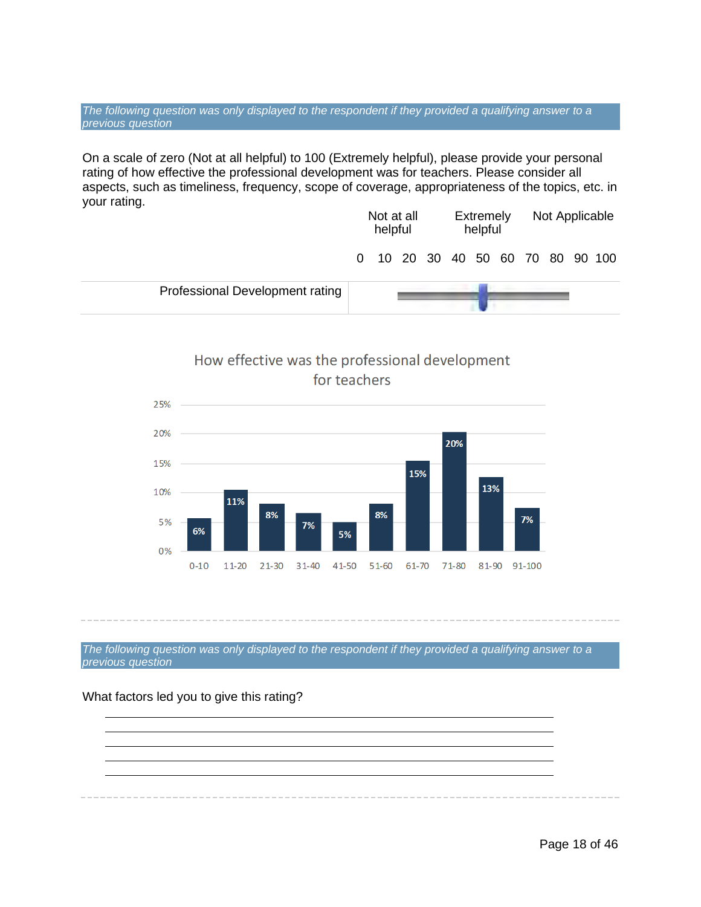*The following question was only displayed to the respondent if they provided a qualifying answer to a previous question*

On a scale of zero (Not at all helpful) to 100 (Extremely helpful), please provide your personal rating of how effective the professional development was for teachers. Please consider all aspects, such as timeliness, frequency, scope of coverage, appropriateness of the topics, etc. in your rating.

| | Not at all helpful | | | | Extremely helpful | | | Not Applicable | | | |
|---|---|---|---|---|---|---|---|---|---|---|---|
| | 0 | 10 | 20 | 30 | 40 | 50 | 60 | 70 | 80 | 90 | 100 |
| Professional Development rating | | | | | | | | | | | |

**How effective was the professional development for teachers**

| Rating | Percent |
|---|---|
| 0-10 | 6% |
| 11-20 | 11% |
| 21-30 | 8% |
| 31-40 | 7% |
| 41-50 | 5% |
| 51-60 | 8% |
| 61-70 | 15% |
| 71-80 | 20% |
| 81-90 | 13% |
| 91-100 | 7% |

---

*The following question was only displayed to the respondent if they provided a qualifying answer to a previous question*

What factors led you to give this rating?

______________________________________________________________________

______________________________________________________________________

______________________________________________________________________

______________________________________________________________________

______________________________________________________________________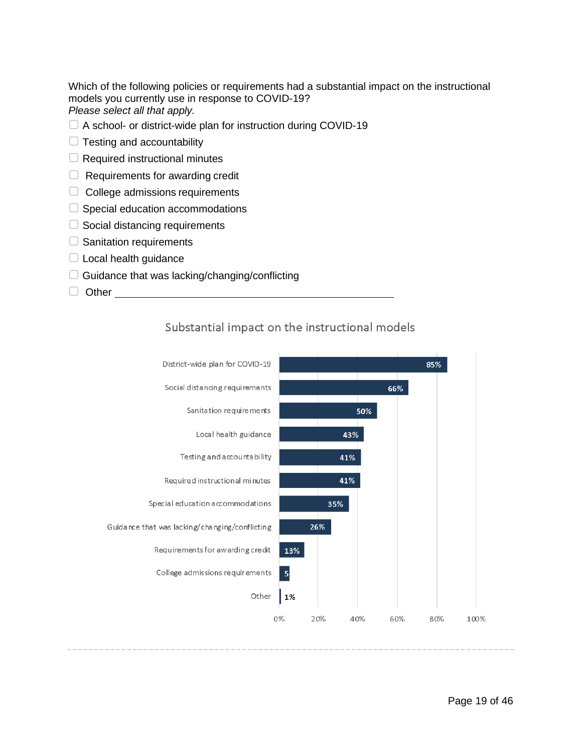Which of the following policies or requirements had a substantial impact on the instructional models you currently use in response to COVID-19?
*Please select all that apply.*

- ☐ A school- or district-wide plan for instruction during COVID-19
- ☐ Testing and accountability
- ☐ Required instructional minutes
- ☐ Requirements for awarding credit
- ☐ College admissions requirements
- ☐ Special education accommodations
- ☐ Social distancing requirements
- ☐ Sanitation requirements
- ☐ Local health guidance
- ☐ Guidance that was lacking/changing/conflicting
- ☐ Other ________________________________________

**Substantial impact on the instructional models**

| Policy/Requirement | Percent |
|---|---|
| District-wide plan for COVID-19 | 85% |
| Social distancing requirements | 66% |
| Sanitation requirements | 50% |
| Local health guidance | 43% |
| Testing and accountability | 41% |
| Required instructional minutes | 41% |
| Special education accommodations | 35% |
| Guidance that was lacking/changing/conflicting | 26% |
| Requirements for awarding credit | 13% |
| College admissions requirements | 5 |
| Other | 1% |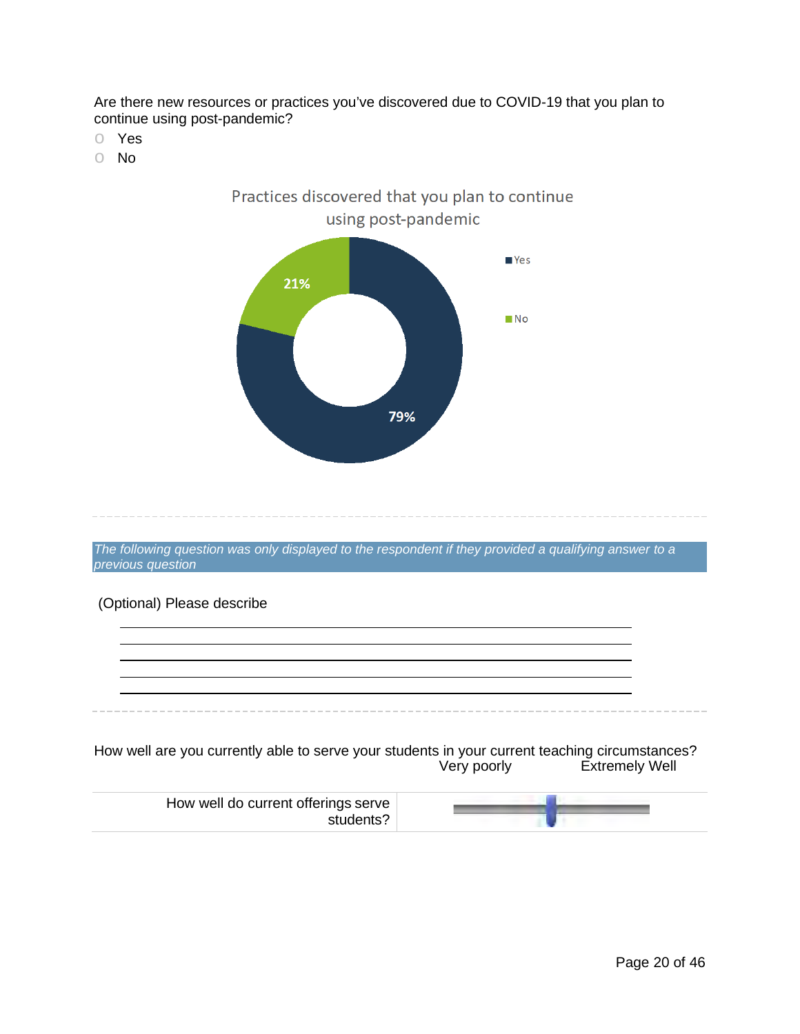Are there new resources or practices you've discovered due to COVID-19 that you plan to continue using post-pandemic?

- Yes
- No

Practices discovered that you plan to continue using post-pandemic

| Response | Percentage |
| --- | --- |
| Yes | 79% |
| No | 21% |

---

*The following question was only displayed to the respondent if they provided a qualifying answer to a previous question*

(Optional) Please describe

\_\_\_\_\_\_\_\_\_\_\_\_\_\_\_\_\_\_\_\_\_\_\_\_\_\_\_\_\_\_\_\_\_\_\_\_\_\_\_\_\_\_\_\_\_\_\_\_\_\_\_\_\_\_\_\_\_\_\_\_\_\_\_\_

\_\_\_\_\_\_\_\_\_\_\_\_\_\_\_\_\_\_\_\_\_\_\_\_\_\_\_\_\_\_\_\_\_\_\_\_\_\_\_\_\_\_\_\_\_\_\_\_\_\_\_\_\_\_\_\_\_\_\_\_\_\_\_\_

\_\_\_\_\_\_\_\_\_\_\_\_\_\_\_\_\_\_\_\_\_\_\_\_\_\_\_\_\_\_\_\_\_\_\_\_\_\_\_\_\_\_\_\_\_\_\_\_\_\_\_\_\_\_\_\_\_\_\_\_\_\_\_\_

\_\_\_\_\_\_\_\_\_\_\_\_\_\_\_\_\_\_\_\_\_\_\_\_\_\_\_\_\_\_\_\_\_\_\_\_\_\_\_\_\_\_\_\_\_\_\_\_\_\_\_\_\_\_\_\_\_\_\_\_\_\_\_\_

\_\_\_\_\_\_\_\_\_\_\_\_\_\_\_\_\_\_\_\_\_\_\_\_\_\_\_\_\_\_\_\_\_\_\_\_\_\_\_\_\_\_\_\_\_\_\_\_\_\_\_\_\_\_\_\_\_\_\_\_\_\_\_\_

---

How well are you currently able to serve your students in your current teaching circumstances?

| | Very poorly | Extremely Well |
| --- | --- | --- |
| How well do current offerings serve students? | | |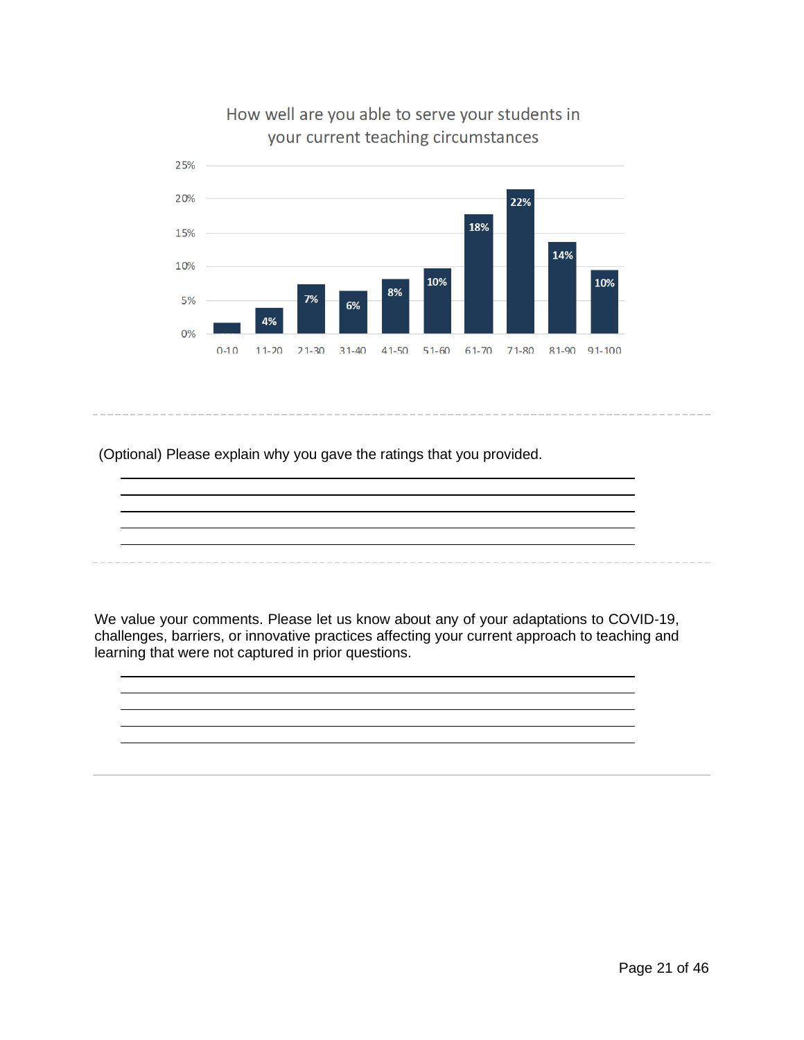How well are you able to serve your students in your current teaching circumstances

| Rating | Percentage |
|---|---|
| 0-10 | |
| 11-20 | 4% |
| 21-30 | 7% |
| 31-40 | 6% |
| 41-50 | 8% |
| 51-60 | 10% |
| 61-70 | 18% |
| 71-80 | 22% |
| 81-90 | 14% |
| 91-100 | 10% |

(Optional) Please explain why you gave the ratings that you provided.

---

We value your comments. Please let us know about any of your adaptations to COVID-19, challenges, barriers, or innovative practices affecting your current approach to teaching and learning that were not captured in prior questions.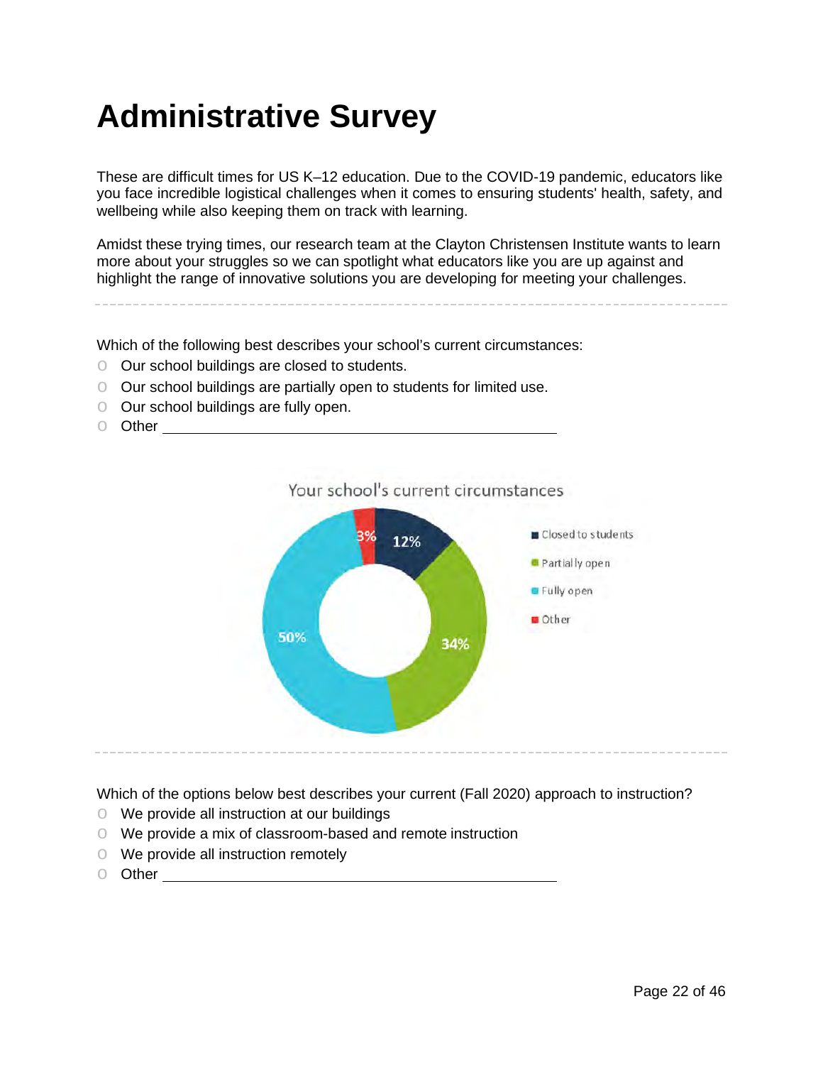# Administrative Survey

These are difficult times for US K–12 education. Due to the COVID-19 pandemic, educators like you face incredible logistical challenges when it comes to ensuring students' health, safety, and wellbeing while also keeping them on track with learning.

Amidst these trying times, our research team at the Clayton Christensen Institute wants to learn more about your struggles so we can spotlight what educators like you are up against and highlight the range of innovative solutions you are developing for meeting your challenges.

---

Which of the following best describes your school's current circumstances:

- Our school buildings are closed to students.
- Our school buildings are partially open to students for limited use.
- Our school buildings are fully open.
- Other ______________________________

Your school's current circumstances

| Response | Percentage |
| --- | --- |
| Closed to students | 12% |
| Partially open | 34% |
| Fully open | 50% |
| Other | 3% |

---

Which of the options below best describes your current (Fall 2020) approach to instruction?

- We provide all instruction at our buildings
- We provide a mix of classroom-based and remote instruction
- We provide all instruction remotely
- Other ______________________________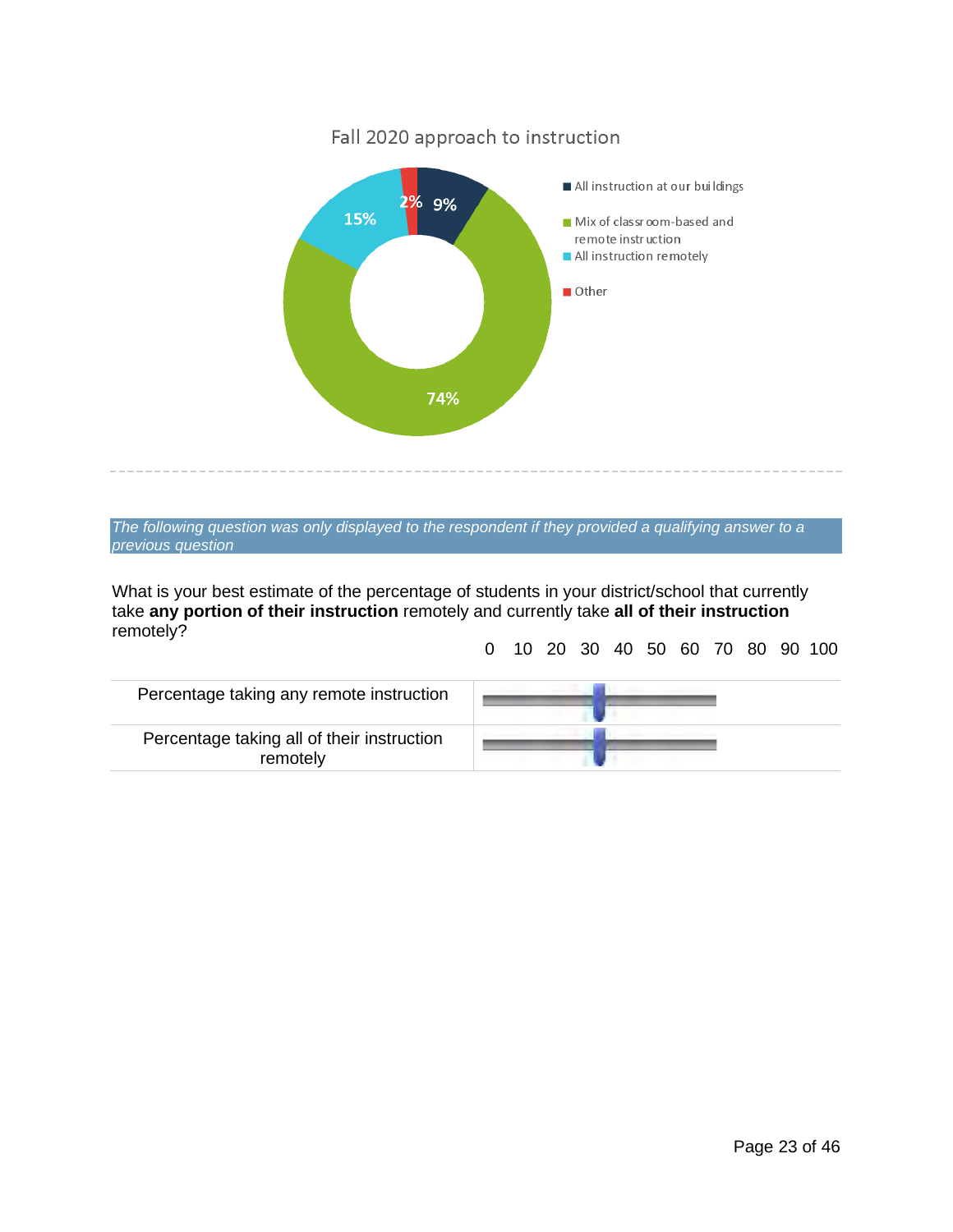## Fall 2020 approach to instruction

| Category | Percentage |
|---|---|
| All instruction at our buildings | 9% |
| Mix of classroom-based and remote instruction | 74% |
| All instruction remotely | 15% |
| Other | 2% |

---

*The following question was only displayed to the respondent if they provided a qualifying answer to a previous question*

What is your best estimate of the percentage of students in your district/school that currently take **any portion of their instruction** remotely and currently take **all of their instruction** remotely?

| | 0 10 20 30 40 50 60 70 80 90 100 |
|---|---|
| Percentage taking any remote instruction | |
| Percentage taking all of their instruction remotely | |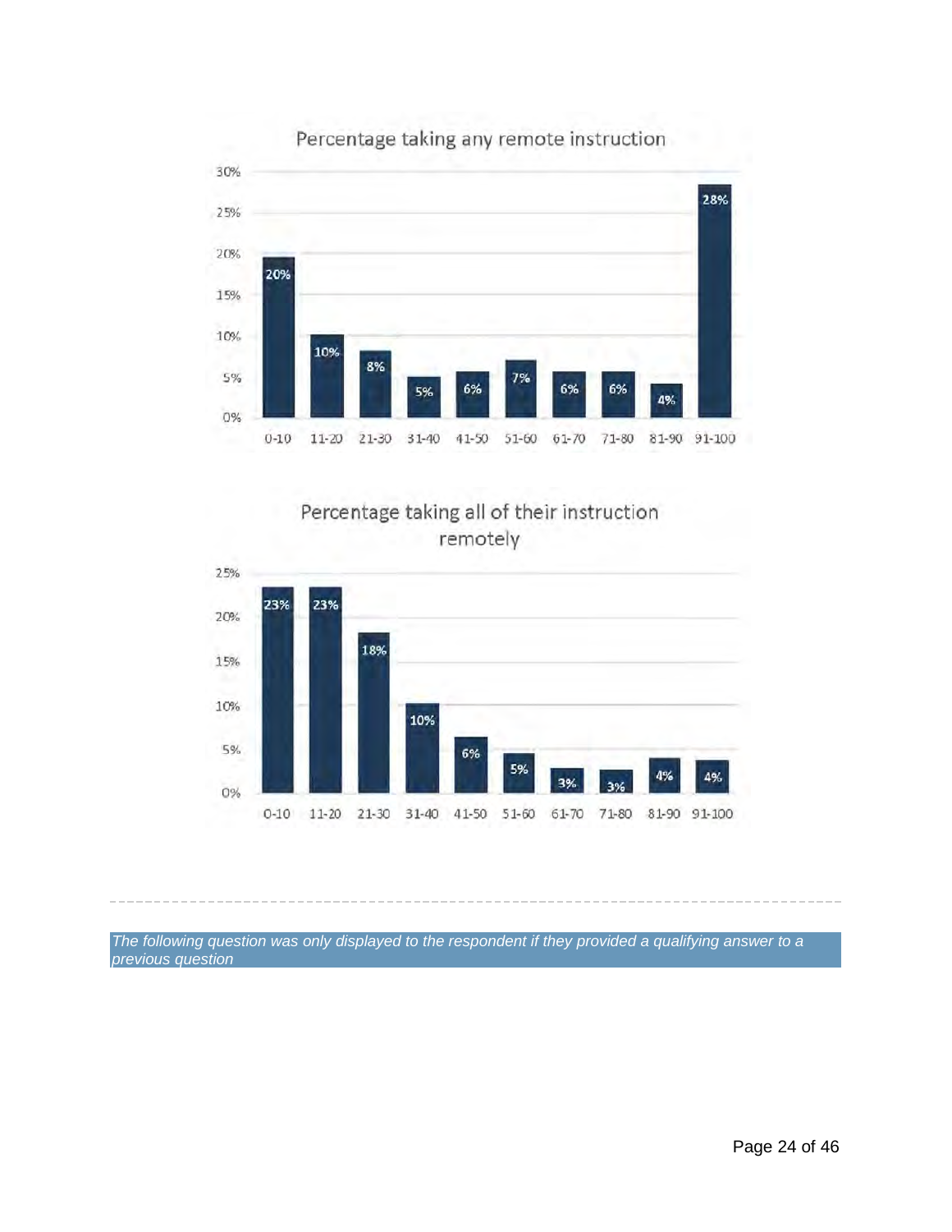**Percentage taking any remote instruction**

| Range | Percentage |
|---|---|
| 0-10 | 20% |
| 11-20 | 10% |
| 21-30 | 8% |
| 31-40 | 5% |
| 41-50 | 6% |
| 51-60 | 7% |
| 61-70 | 6% |
| 71-80 | 6% |
| 81-90 | 4% |
| 91-100 | 28% |

**Percentage taking all of their instruction remotely**

| Range | Percentage |
|---|---|
| 0-10 | 23% |
| 11-20 | 23% |
| 21-30 | 18% |
| 31-40 | 10% |
| 41-50 | 6% |
| 51-60 | 5% |
| 61-70 | 3% |
| 71-80 | 3% |
| 81-90 | 4% |
| 91-100 | 4% |

---

*The following question was only displayed to the respondent if they provided a qualifying answer to a previous question*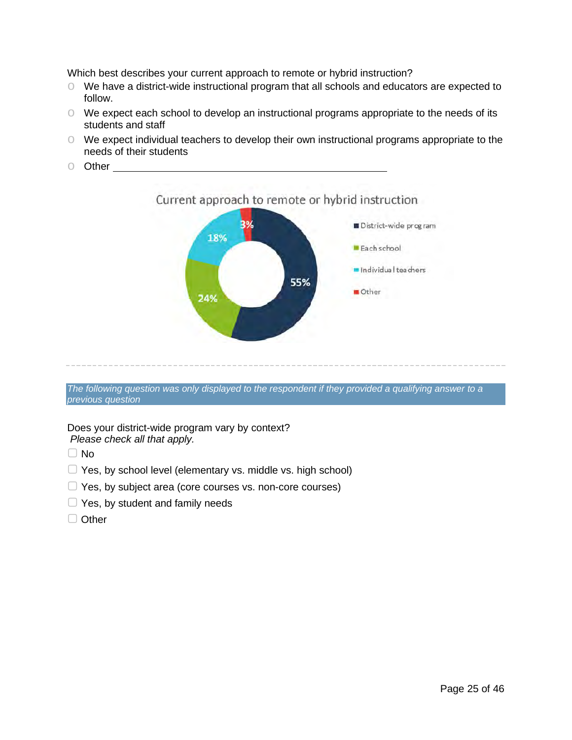Which best describes your current approach to remote or hybrid instruction?

- We have a district-wide instructional program that all schools and educators are expected to follow.
- We expect each school to develop an instructional programs appropriate to the needs of its students and staff
- We expect individual teachers to develop their own instructional programs appropriate to the needs of their students
- Other \_\_\_\_\_\_\_\_\_\_\_\_\_\_\_\_\_\_\_\_\_\_\_\_\_\_\_\_\_\_\_\_\_\_\_\_\_\_

Current approach to remote or hybrid instruction

| Approach | Percent |
| --- | --- |
| District-wide program | 55% |
| Each school | 24% |
| Individual teachers | 18% |
| Other | 3% |

---

*The following question was only displayed to the respondent if they provided a qualifying answer to a previous question*

Does your district-wide program vary by context?
*Please check all that apply.*

- ☐ No
- ☐ Yes, by school level (elementary vs. middle vs. high school)
- ☐ Yes, by subject area (core courses vs. non-core courses)
- ☐ Yes, by student and family needs
- ☐ Other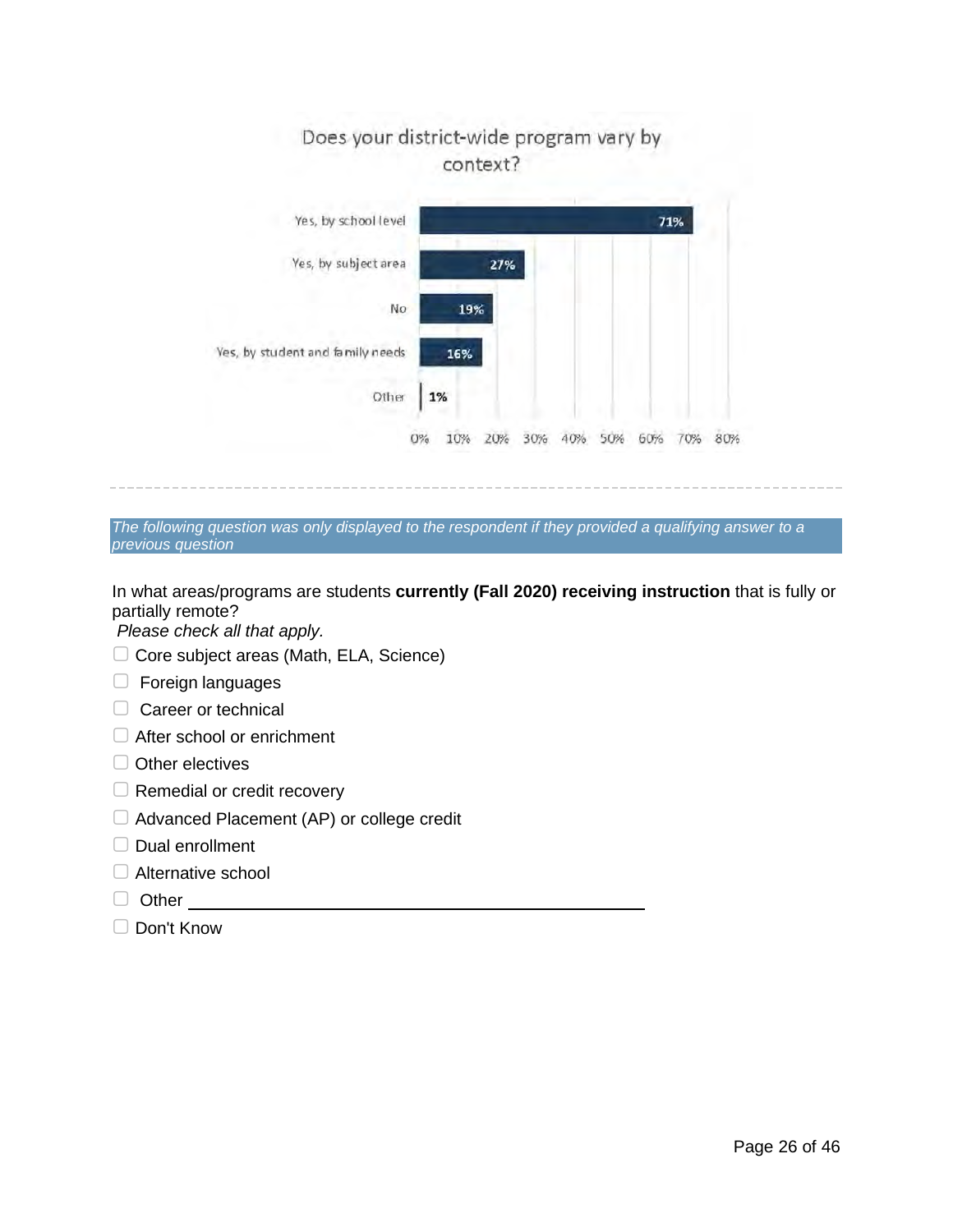## Does your district-wide program vary by context?

| Response | Percent |
| --- | --- |
| Yes, by school level | 71% |
| Yes, by subject area | 27% |
| No | 19% |
| Yes, by student and family needs | 16% |
| Other | 1% |

---

*The following question was only displayed to the respondent if they provided a qualifying answer to a previous question*

In what areas/programs are students **currently (Fall 2020) receiving instruction** that is fully or partially remote?
*Please check all that apply.*

- ☐ Core subject areas (Math, ELA, Science)
- ☐ Foreign languages
- ☐ Career or technical
- ☐ After school or enrichment
- ☐ Other electives
- ☐ Remedial or credit recovery
- ☐ Advanced Placement (AP) or college credit
- ☐ Dual enrollment
- ☐ Alternative school
- ☐ Other ______________________________
- ☐ Don't Know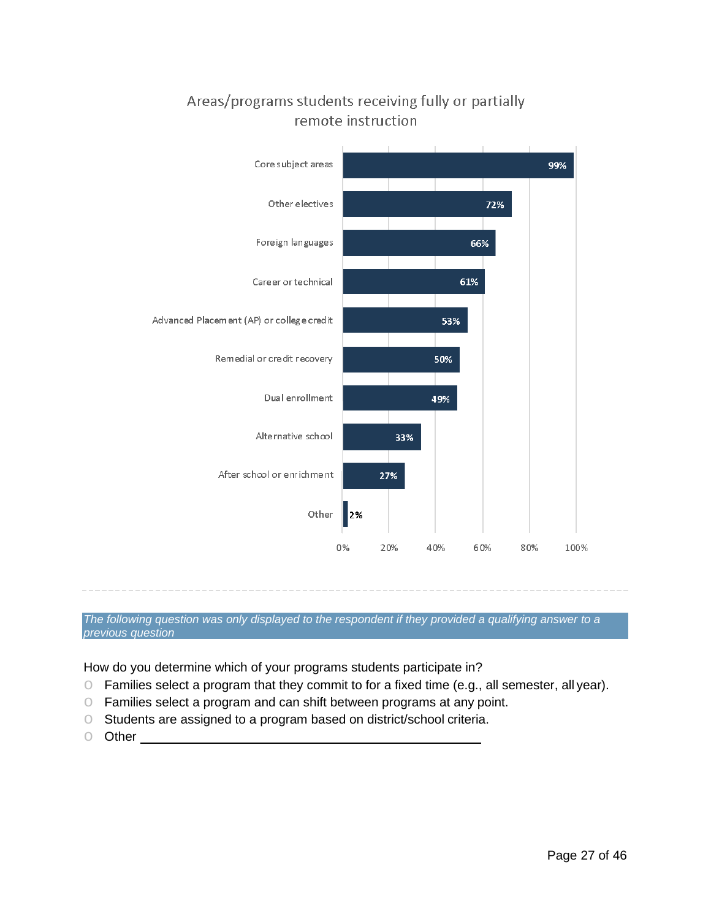## Areas/programs students receiving fully or partially remote instruction

| Area/program | Percent |
|---|---|
| Core subject areas | 99% |
| Other electives | 72% |
| Foreign languages | 66% |
| Career or technical | 61% |
| Advanced Placement (AP) or college credit | 53% |
| Remedial or credit recovery | 50% |
| Dual enrollment | 49% |
| Alternative school | 33% |
| After school or enrichment | 27% |
| Other | 2% |

---

*The following question was only displayed to the respondent if they provided a qualifying answer to a previous question*

How do you determine which of your programs students participate in?

- Families select a program that they commit to for a fixed time (e.g., all semester, all year).
- Families select a program and can shift between programs at any point.
- Students are assigned to a program based on district/school criteria.
- Other \_\_\_\_\_\_\_\_\_\_\_\_\_\_\_\_\_\_\_\_\_\_\_\_\_\_\_\_\_\_\_\_\_\_\_\_\_\_\_\_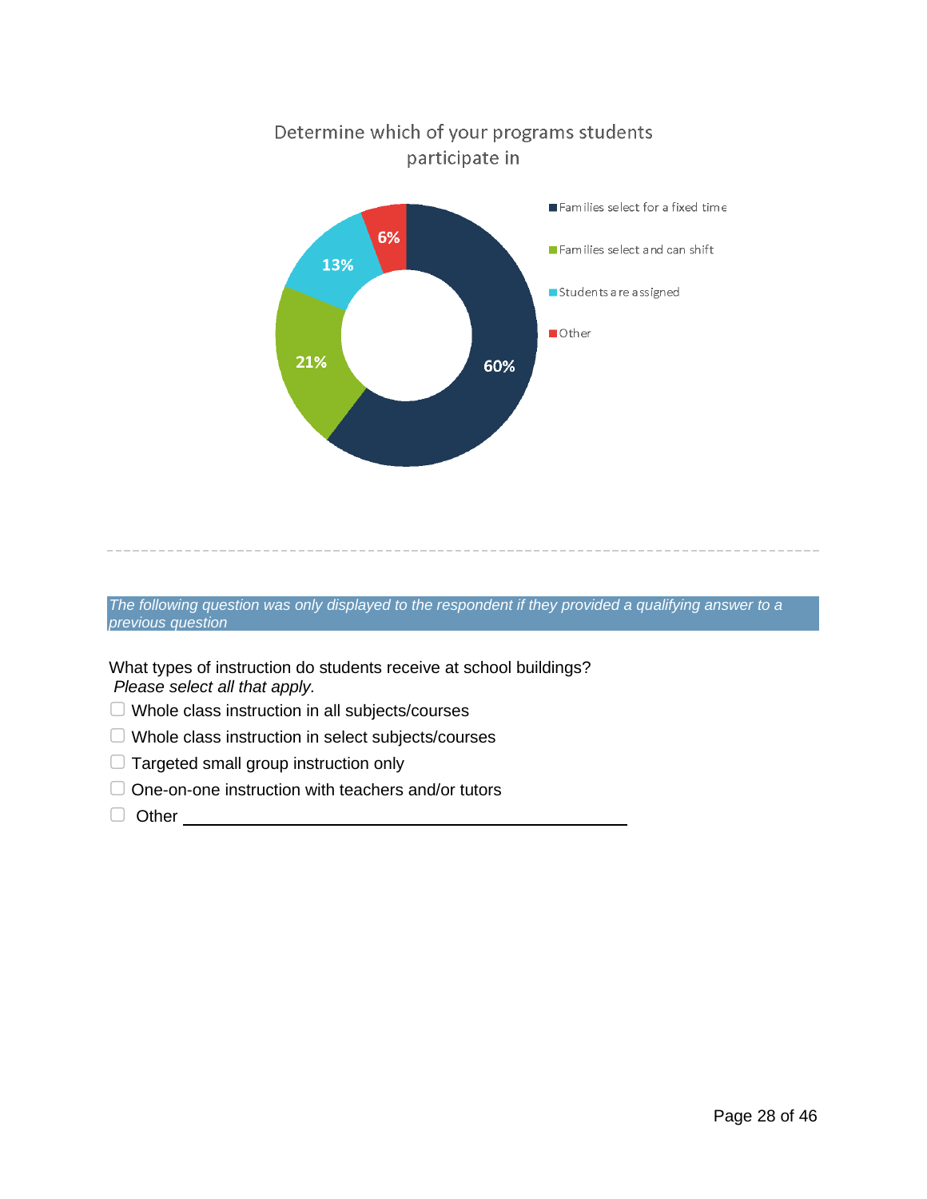Determine which of your programs students participate in

| Program | Percentage |
| --- | --- |
| Families select for a fixed time | 60% |
| Families select and can shift | 21% |
| Students are assigned | 13% |
| Other | 6% |

---

*The following question was only displayed to the respondent if they provided a qualifying answer to a previous question*

What types of instruction do students receive at school buildings?
*Please select all that apply.*

- ☐ Whole class instruction in all subjects/courses
- ☐ Whole class instruction in select subjects/courses
- ☐ Targeted small group instruction only
- ☐ One-on-one instruction with teachers and/or tutors
- ☐ Other ________________________________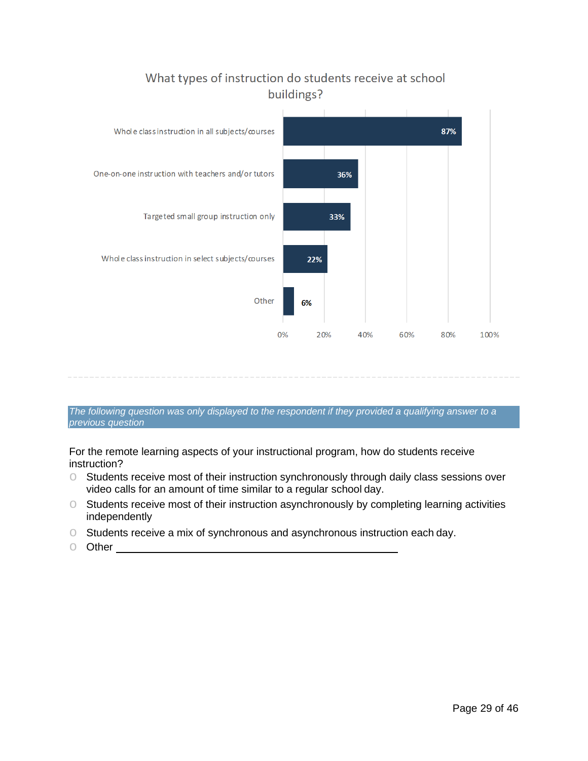## What types of instruction do students receive at school buildings?

| Type of instruction | Percent |
|---|---|
| Whole class instruction in all subjects/courses | 87% |
| One-on-one instruction with teachers and/or tutors | 36% |
| Targeted small group instruction only | 33% |
| Whole class instruction in select subjects/courses | 22% |
| Other | 6% |

---

*The following question was only displayed to the respondent if they provided a qualifying answer to a previous question*

For the remote learning aspects of your instructional program, how do students receive instruction?

- Students receive most of their instruction synchronously through daily class sessions over video calls for an amount of time similar to a regular school day.
- Students receive most of their instruction asynchronously by completing learning activities independently
- Students receive a mix of synchronous and asynchronous instruction each day.
- Other ________________________________________________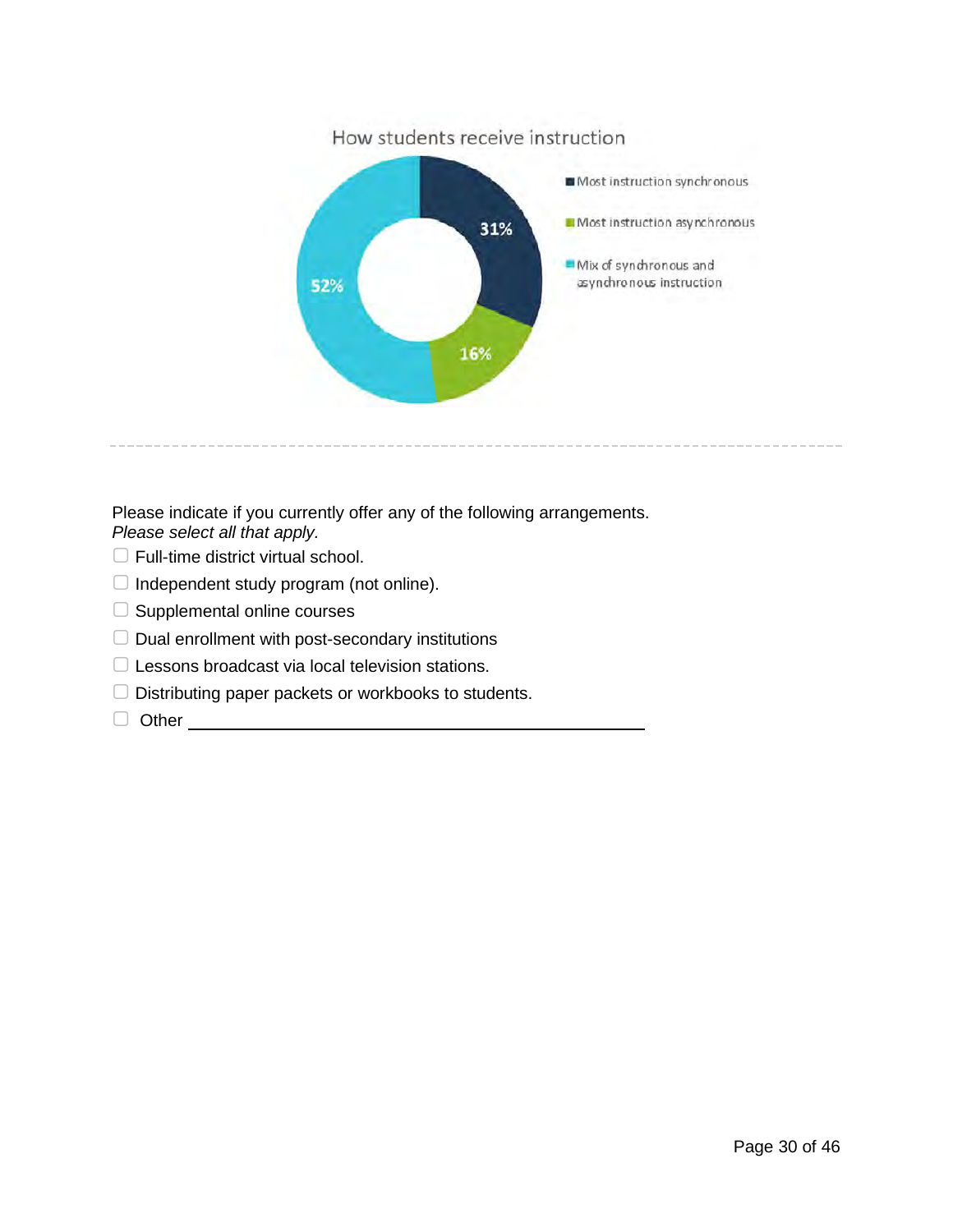How students receive instruction

| Category | Percentage |
| --- | --- |
| Most instruction synchronous | 31% |
| Most instruction asynchronous | 16% |
| Mix of synchronous and asynchronous instruction | 52% |

---

Please indicate if you currently offer any of the following arrangements.
*Please select all that apply.*

- ☐ Full-time district virtual school.
- ☐ Independent study program (not online).
- ☐ Supplemental online courses
- ☐ Dual enrollment with post-secondary institutions
- ☐ Lessons broadcast via local television stations.
- ☐ Distributing paper packets or workbooks to students.
- ☐ Other ______________________________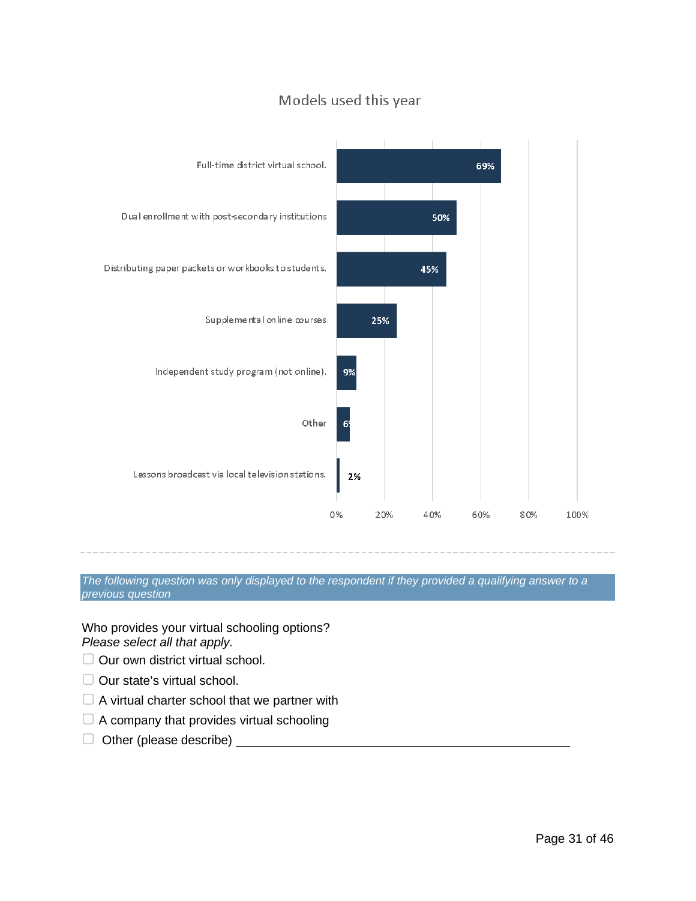## Models used this year

| Model | Percent |
|---|---|
| Full-time district virtual school. | 69% |
| Dual enrollment with post-secondary institutions | 50% |
| Distributing paper packets or workbooks to students. | 45% |
| Supplemental online courses | 25% |
| Independent study program (not online). | 9% |
| Other | 6% |
| Lessons broadcast via local television stations. | 2% |

---

*The following question was only displayed to the respondent if they provided a qualifying answer to a previous question*

Who provides your virtual schooling options?
*Please select all that apply.*

- ☐ Our own district virtual school.
- ☐ Our state's virtual school.
- ☐ A virtual charter school that we partner with
- ☐ A company that provides virtual schooling
- ☐ Other (please describe) ________________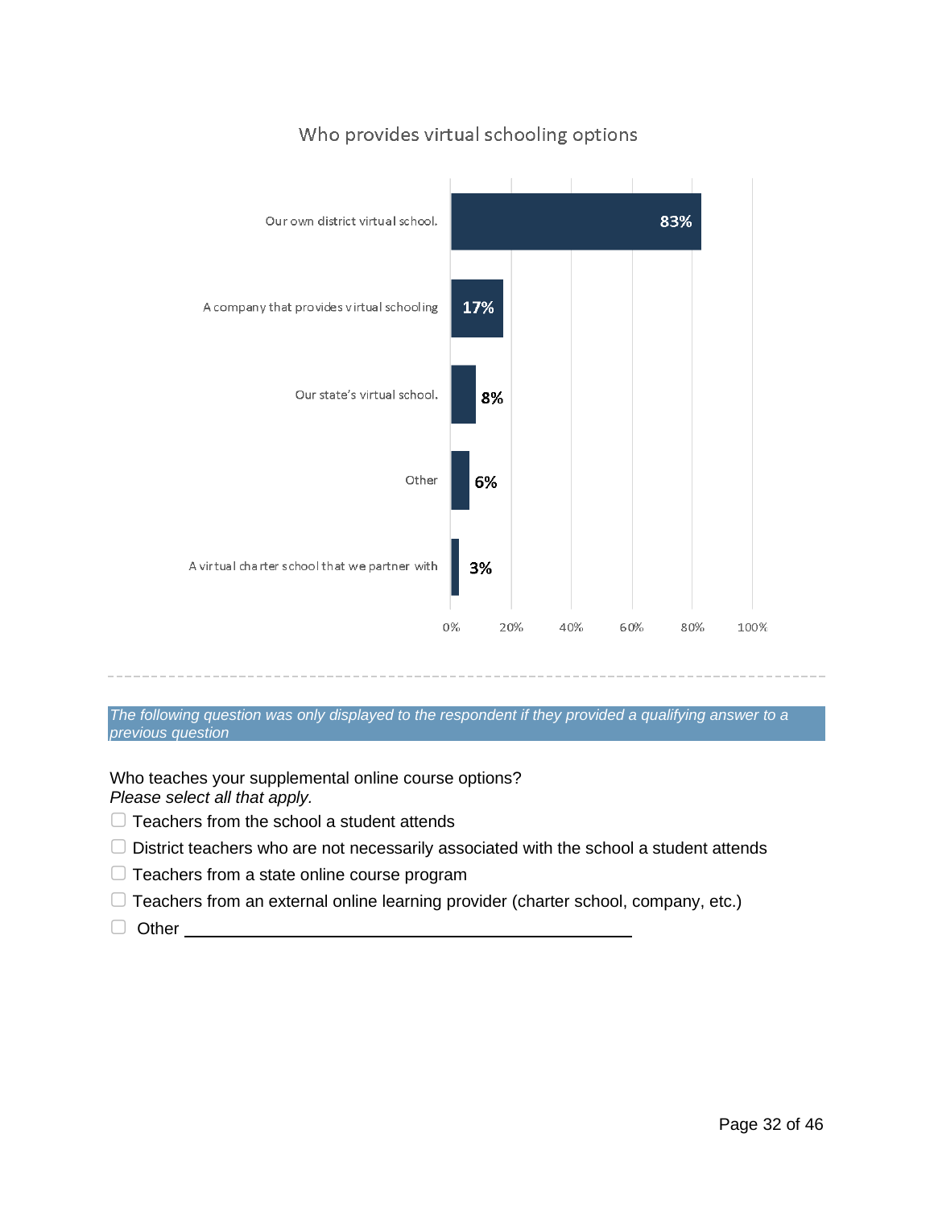## Who provides virtual schooling options

| Response | Percentage |
| --- | --- |
| Our own district virtual school. | 83% |
| A company that provides virtual schooling | 17% |
| Our state's virtual school. | 8% |
| Other | 6% |
| A virtual charter school that we partner with | 3% |

*The following question was only displayed to the respondent if they provided a qualifying answer to a previous question*

Who teaches your supplemental online course options?
*Please select all that apply.*

- ☐ Teachers from the school a student attends
- ☐ District teachers who are not necessarily associated with the school a student attends
- ☐ Teachers from a state online course program
- ☐ Teachers from an external online learning provider (charter school, company, etc.)
- ☐ Other ______________________________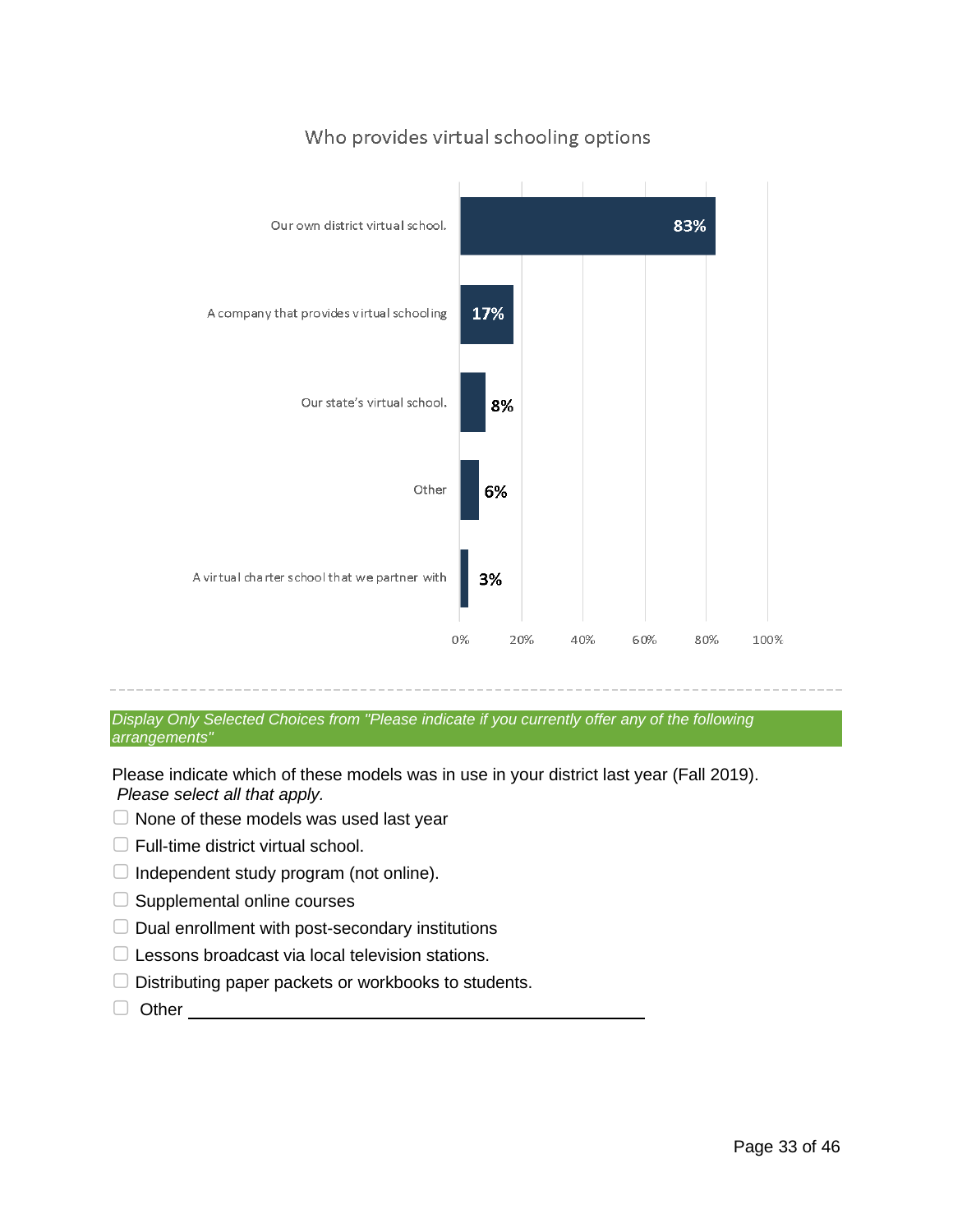## Who provides virtual schooling options

| Provider | Percentage |
| --- | --- |
| Our own district virtual school. | 83% |
| A company that provides virtual schooling | 17% |
| Our state's virtual school. | 8% |
| Other | 6% |
| A virtual charter school that we partner with | 3% |

---

*Display Only Selected Choices from "Please indicate if you currently offer any of the following arrangements"*

Please indicate which of these models was in use in your district last year (Fall 2019).
*Please select all that apply.*

- ☐ None of these models was used last year
- ☐ Full-time district virtual school.
- ☐ Independent study program (not online).
- ☐ Supplemental online courses
- ☐ Dual enrollment with post-secondary institutions
- ☐ Lessons broadcast via local television stations.
- ☐ Distributing paper packets or workbooks to students.
- ☐ Other ________________________________________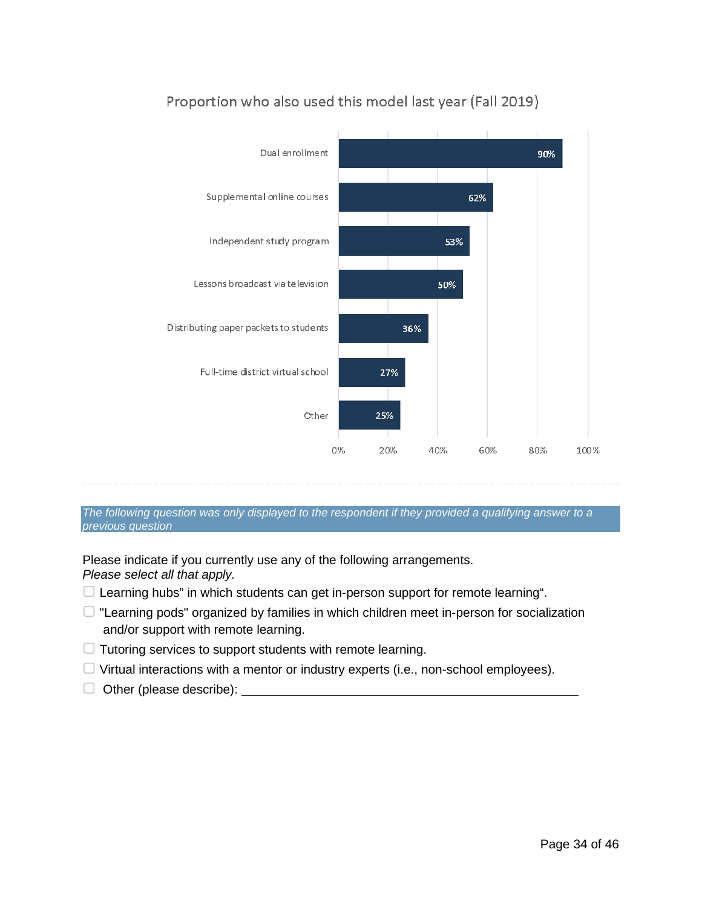Proportion who also used this model last year (Fall 2019)

| Model | Proportion |
| --- | --- |
| Dual enrollment | 90% |
| Supplemental online courses | 62% |
| Independent study program | 53% |
| Lessons broadcast via television | 50% |
| Distributing paper packets to students | 36% |
| Full-time district virtual school | 27% |
| Other | 25% |

---

*The following question was only displayed to the respondent if they provided a qualifying answer to a previous question*

Please indicate if you currently use any of the following arrangements.
*Please select all that apply.*

- ☐ Learning hubs" in which students can get in-person support for remote learning".
- ☐ "Learning pods" organized by families in which children meet in-person for socialization and/or support with remote learning.
- ☐ Tutoring services to support students with remote learning.
- ☐ Virtual interactions with a mentor or industry experts (i.e., non-school employees).
- ☐ Other (please describe): ________________________________________________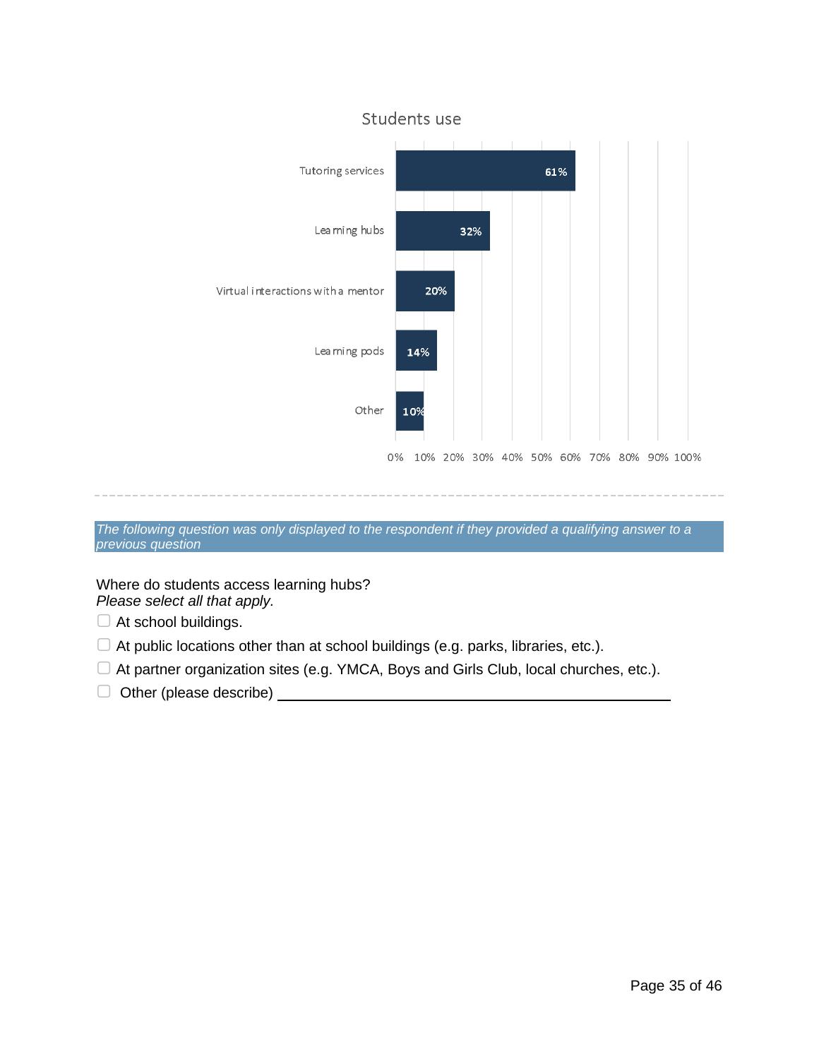**Students use**

| Category | Percentage |
|---|---|
| Tutoring services | 61% |
| Learning hubs | 32% |
| Virtual interactions with a mentor | 20% |
| Learning pods | 14% |
| Other | 10% |

---

*The following question was only displayed to the respondent if they provided a qualifying answer to a previous question*

Where do students access learning hubs?
*Please select all that apply.*

- ☐ At school buildings.
- ☐ At public locations other than at school buildings (e.g. parks, libraries, etc.).
- ☐ At partner organization sites (e.g. YMCA, Boys and Girls Club, local churches, etc.).
- ☐ Other (please describe) ____________________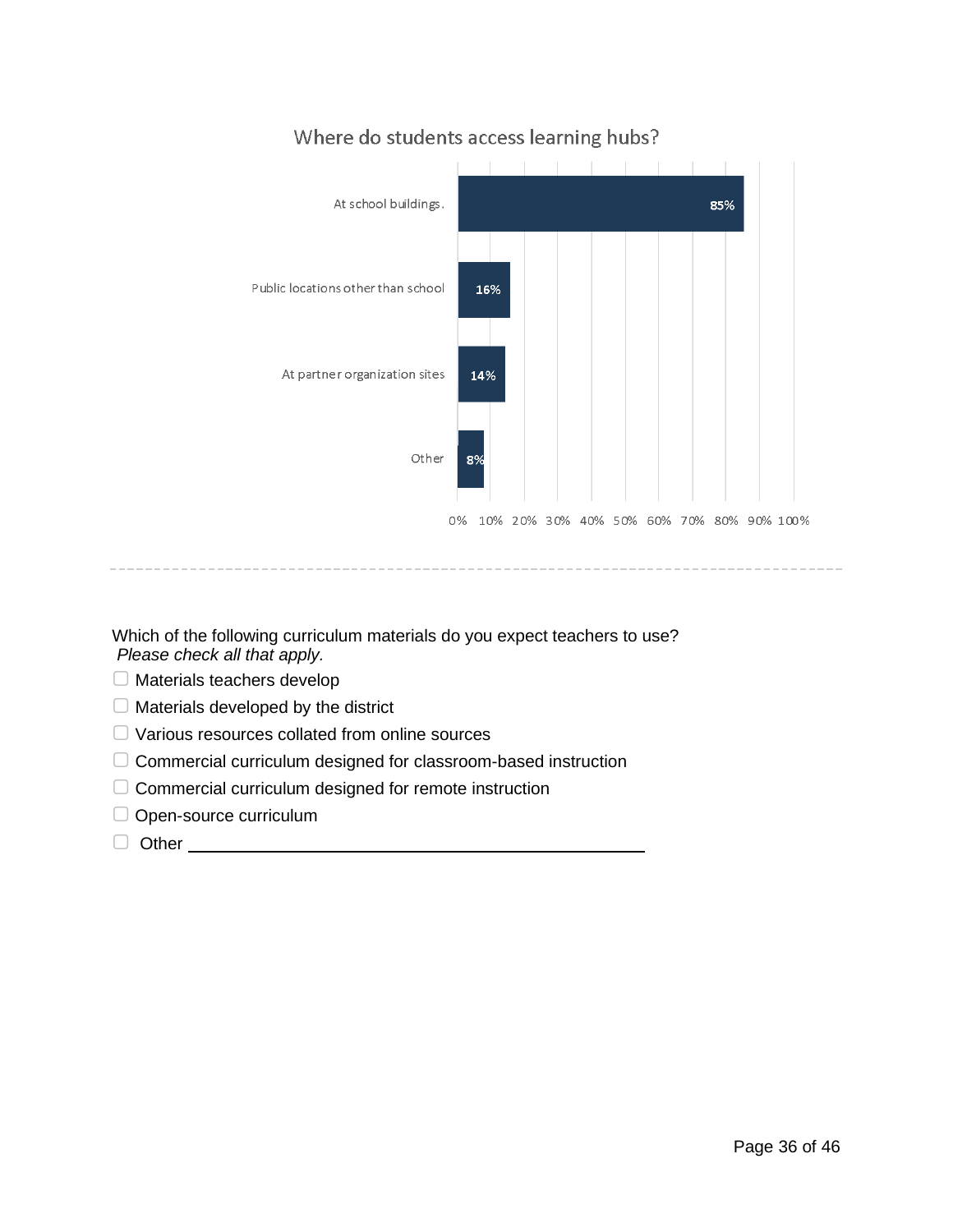**Where do students access learning hubs?**

| Location | Percent |
|---|---|
| At school buildings. | 85% |
| Public locations other than school | 16% |
| At partner organization sites | 14% |
| Other | 8% |

---

Which of the following curriculum materials do you expect teachers to use?
*Please check all that apply.*

- ☐ Materials teachers develop
- ☐ Materials developed by the district
- ☐ Various resources collated from online sources
- ☐ Commercial curriculum designed for classroom-based instruction
- ☐ Commercial curriculum designed for remote instruction
- ☐ Open-source curriculum
- ☐ Other ______________________________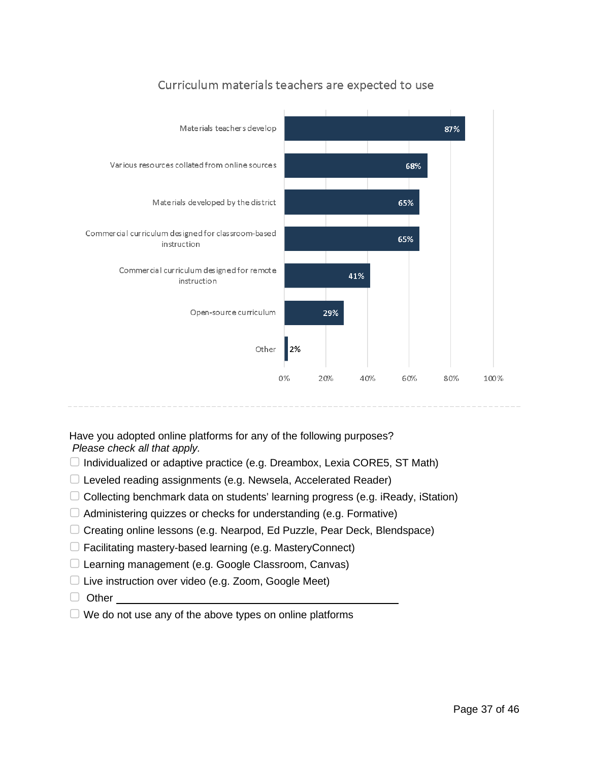Curriculum materials teachers are expected to use

| Category | Percent |
| --- | --- |
| Materials teachers develop | 87% |
| Various resources collated from online sources | 68% |
| Materials developed by the district | 65% |
| Commercial curriculum designed for classroom-based instruction | 65% |
| Commercial curriculum designed for remote instruction | 41% |
| Open-source curriculum | 29% |
| Other | 2% |

---

Have you adopted online platforms for any of the following purposes?
*Please check all that apply.*

- ☐ Individualized or adaptive practice (e.g. Dreambox, Lexia CORE5, ST Math)
- ☐ Leveled reading assignments (e.g. Newsela, Accelerated Reader)
- ☐ Collecting benchmark data on students' learning progress (e.g. iReady, iStation)
- ☐ Administering quizzes or checks for understanding (e.g. Formative)
- ☐ Creating online lessons (e.g. Nearpod, Ed Puzzle, Pear Deck, Blendspace)
- ☐ Facilitating mastery-based learning (e.g. MasteryConnect)
- ☐ Learning management (e.g. Google Classroom, Canvas)
- ☐ Live instruction over video (e.g. Zoom, Google Meet)
- ☐ Other ____________________
- ☐ We do not use any of the above types on online platforms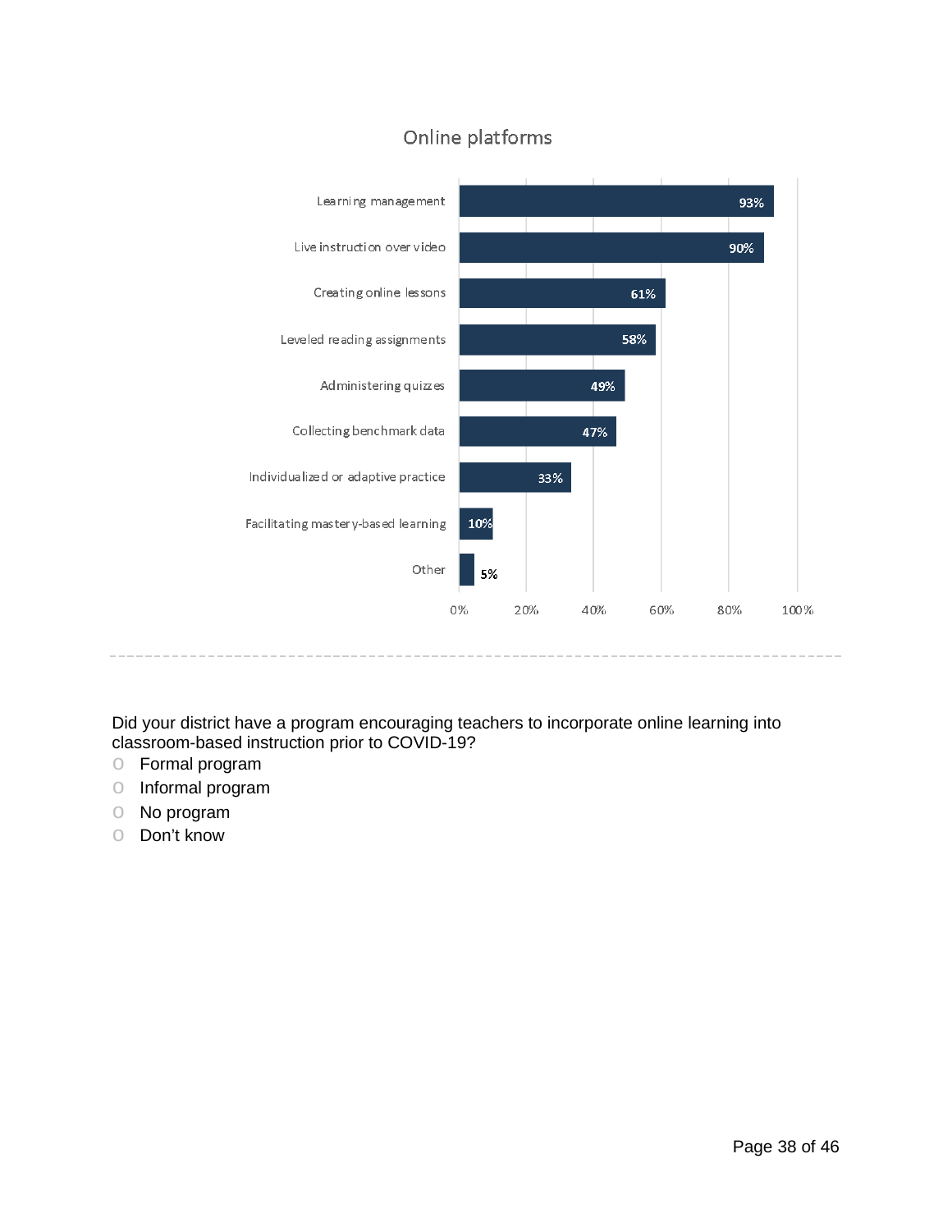## Online platforms

| Online platforms | Percent |
| --- | --- |
| Learning management | 93% |
| Live instruction over video | 90% |
| Creating online lessons | 61% |
| Leveled reading assignments | 58% |
| Administering quizzes | 49% |
| Collecting benchmark data | 47% |
| Individualized or adaptive practice | 33% |
| Facilitating mastery-based learning | 10% |
| Other | 5% |

---

Did your district have a program encouraging teachers to incorporate online learning into classroom-based instruction prior to COVID-19?

- O Formal program
- O Informal program
- O No program
- O Don't know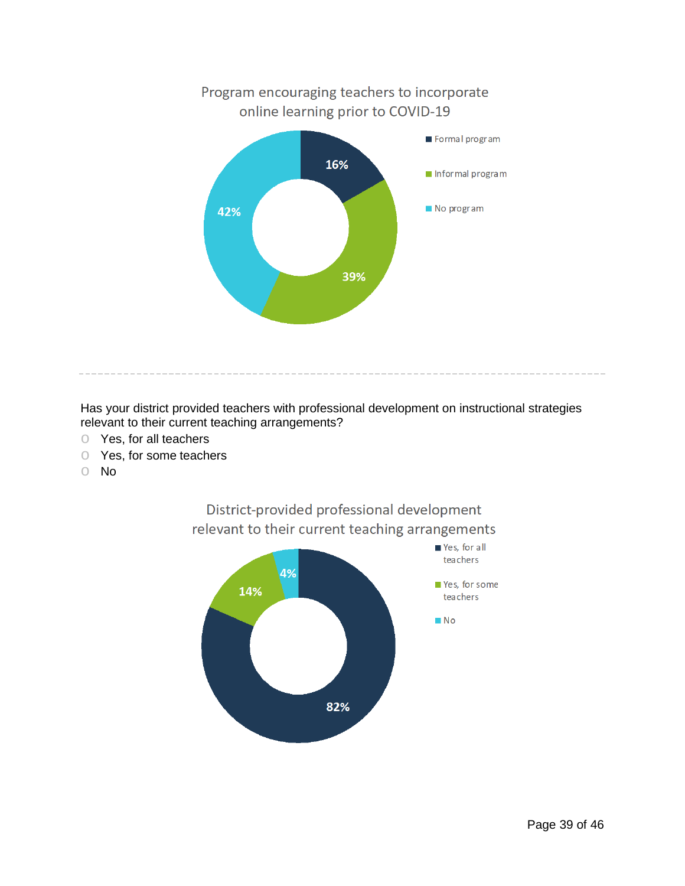Program encouraging teachers to incorporate online learning prior to COVID-19

| Response | Percent |
| --- | --- |
| Formal program | 16% |
| Informal program | 39% |
| No program | 42% |

---

Has your district provided teachers with professional development on instructional strategies relevant to their current teaching arrangements?

- Yes, for all teachers
- Yes, for some teachers
- No

District-provided professional development relevant to their current teaching arrangements

| Response | Percent |
| --- | --- |
| Yes, for all teachers | 82% |
| Yes, for some teachers | 14% |
| No | 4% |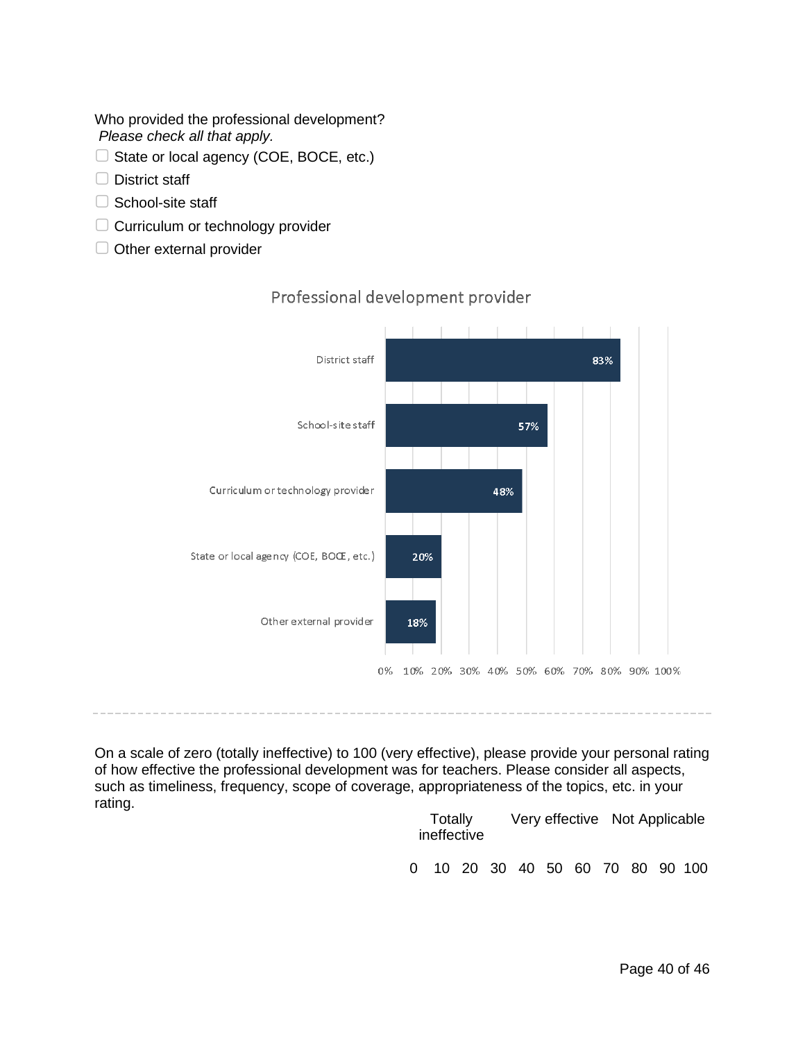Who provided the professional development?
*Please check all that apply.*

- ☐ State or local agency (COE, BOCE, etc.)
- ☐ District staff
- ☐ School-site staff
- ☐ Curriculum or technology provider
- ☐ Other external provider

**Professional development provider**

| Provider | Percent |
| --- | --- |
| District staff | 83% |
| School-site staff | 57% |
| Curriculum or technology provider | 48% |
| State or local agency (COE, BOCE, etc.) | 20% |
| Other external provider | 18% |

---

On a scale of zero (totally ineffective) to 100 (very effective), please provide your personal rating of how effective the professional development was for teachers. Please consider all aspects, such as timeliness, frequency, scope of coverage, appropriateness of the topics, etc. in your rating.

| Totally ineffective | | | | | | | | | | Very effective | Not Applicable |
| --- | --- | --- | --- | --- | --- | --- | --- | --- | --- | --- | --- |
| 0 | 10 | 20 | 30 | 40 | 50 | 60 | 70 | 80 | 90 | 100 | |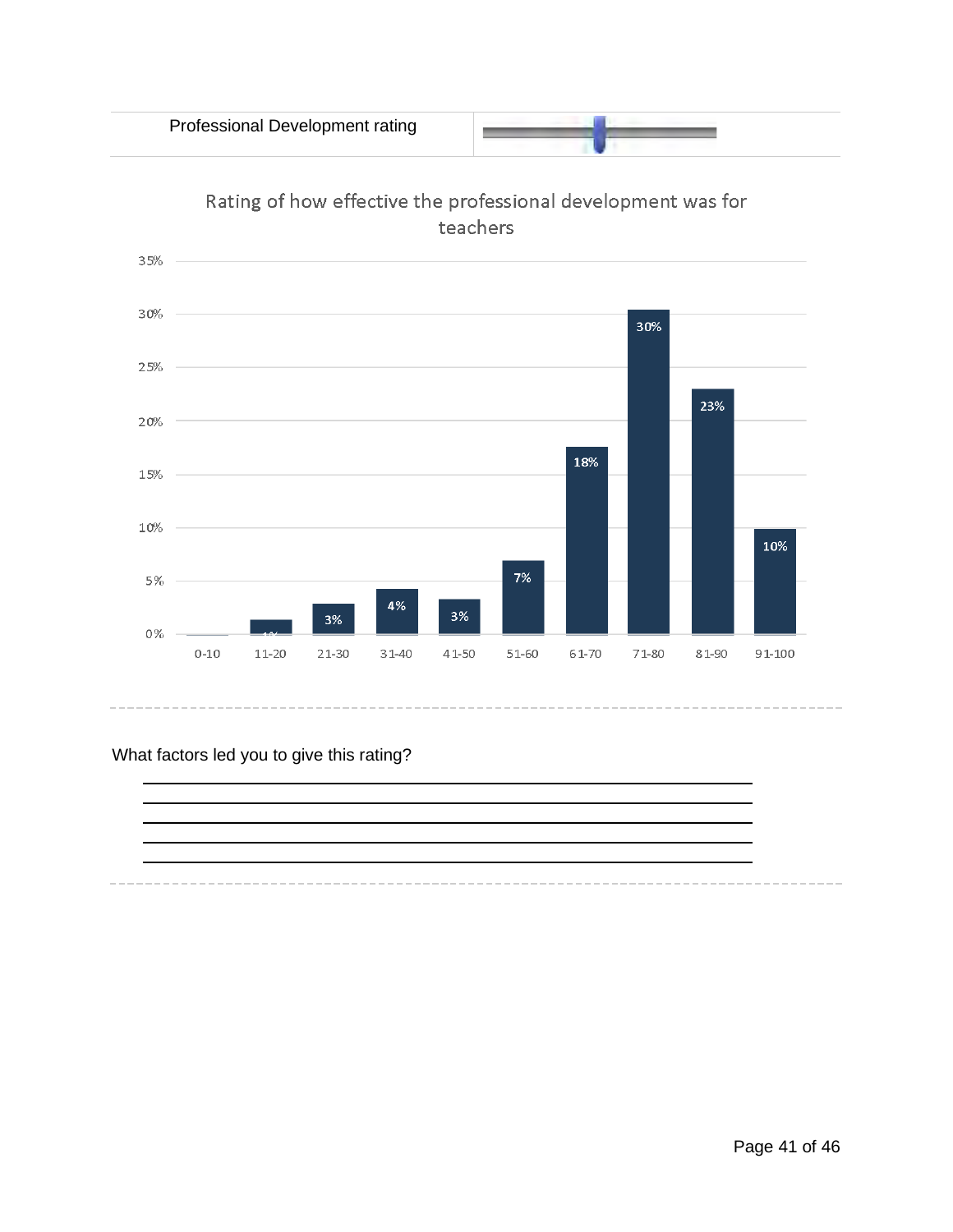| Professional Development rating | |
|---|---|

**Rating of how effective the professional development was for teachers**

| Rating | Percentage |
|---|---|
| 0-10 | |
| 11-20 | 1% |
| 21-30 | 3% |
| 31-40 | 4% |
| 41-50 | 3% |
| 51-60 | 7% |
| 61-70 | 18% |
| 71-80 | 30% |
| 81-90 | 23% |
| 91-100 | 10% |

What factors led you to give this rating?

\_\_\_\_\_\_\_\_\_\_\_\_\_\_\_\_\_\_\_\_\_\_\_\_\_\_\_\_\_\_\_\_\_\_\_\_\_\_\_\_\_\_\_\_\_\_\_\_

\_\_\_\_\_\_\_\_\_\_\_\_\_\_\_\_\_\_\_\_\_\_\_\_\_\_\_\_\_\_\_\_\_\_\_\_\_\_\_\_\_\_\_\_\_\_\_\_

\_\_\_\_\_\_\_\_\_\_\_\_\_\_\_\_\_\_\_\_\_\_\_\_\_\_\_\_\_\_\_\_\_\_\_\_\_\_\_\_\_\_\_\_\_\_\_\_

\_\_\_\_\_\_\_\_\_\_\_\_\_\_\_\_\_\_\_\_\_\_\_\_\_\_\_\_\_\_\_\_\_\_\_\_\_\_\_\_\_\_\_\_\_\_\_\_

\_\_\_\_\_\_\_\_\_\_\_\_\_\_\_\_\_\_\_\_\_\_\_\_\_\_\_\_\_\_\_\_\_\_\_\_\_\_\_\_\_\_\_\_\_\_\_\_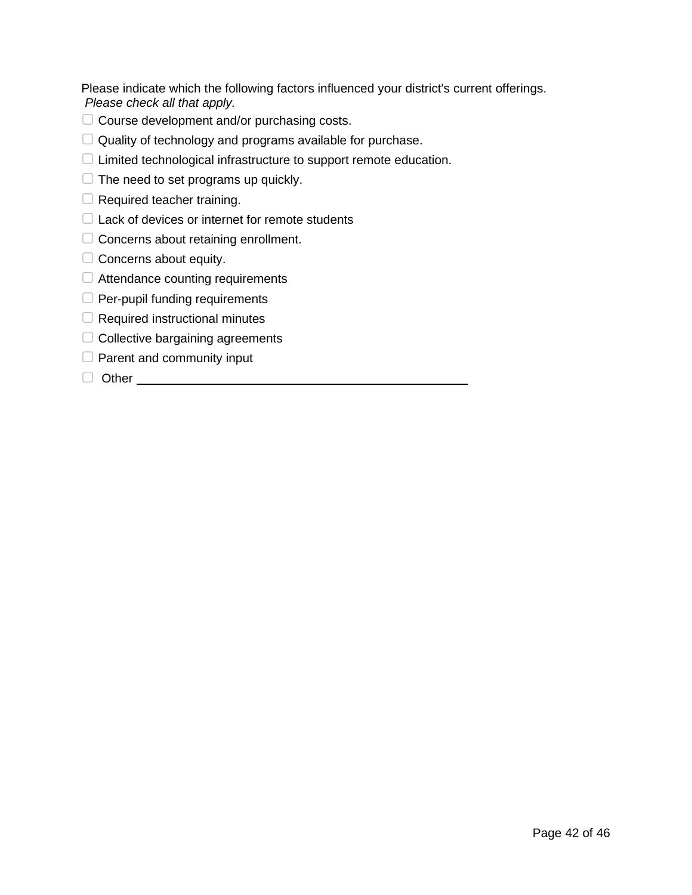Please indicate which the following factors influenced your district's current offerings.
*Please check all that apply.*

- ☐ Course development and/or purchasing costs.
- ☐ Quality of technology and programs available for purchase.
- ☐ Limited technological infrastructure to support remote education.
- ☐ The need to set programs up quickly.
- ☐ Required teacher training.
- ☐ Lack of devices or internet for remote students
- ☐ Concerns about retaining enrollment.
- ☐ Concerns about equity.
- ☐ Attendance counting requirements
- ☐ Per-pupil funding requirements
- ☐ Required instructional minutes
- ☐ Collective bargaining agreements
- ☐ Parent and community input
- ☐ Other ________________________________________________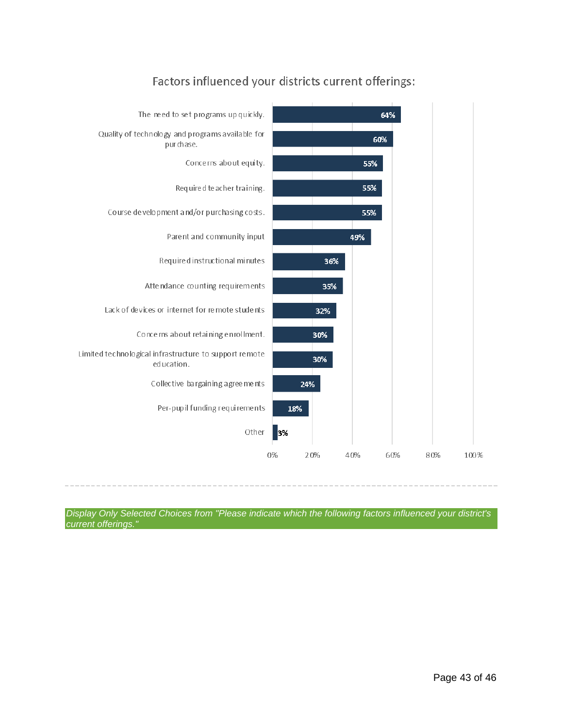## Factors influenced your districts current offerings:

| Factor | Percentage |
| --- | --- |
| The need to set programs up quickly. | 64% |
| Quality of technology and programs available for purchase. | 60% |
| Concerns about equity. | 55% |
| Required teacher training. | 55% |
| Course development and/or purchasing costs. | 55% |
| Parent and community input | 49% |
| Required instructional minutes | 36% |
| Attendance counting requirements | 35% |
| Lack of devices or internet for remote students | 32% |
| Concerns about retaining enrollment. | 30% |
| Limited technological infrastructure to support remote education. | 30% |
| Collective bargaining agreements | 24% |
| Per-pupil funding requirements | 18% |
| Other | 3% |

*Display Only Selected Choices from "Please indicate which the following factors influenced your district's current offerings."*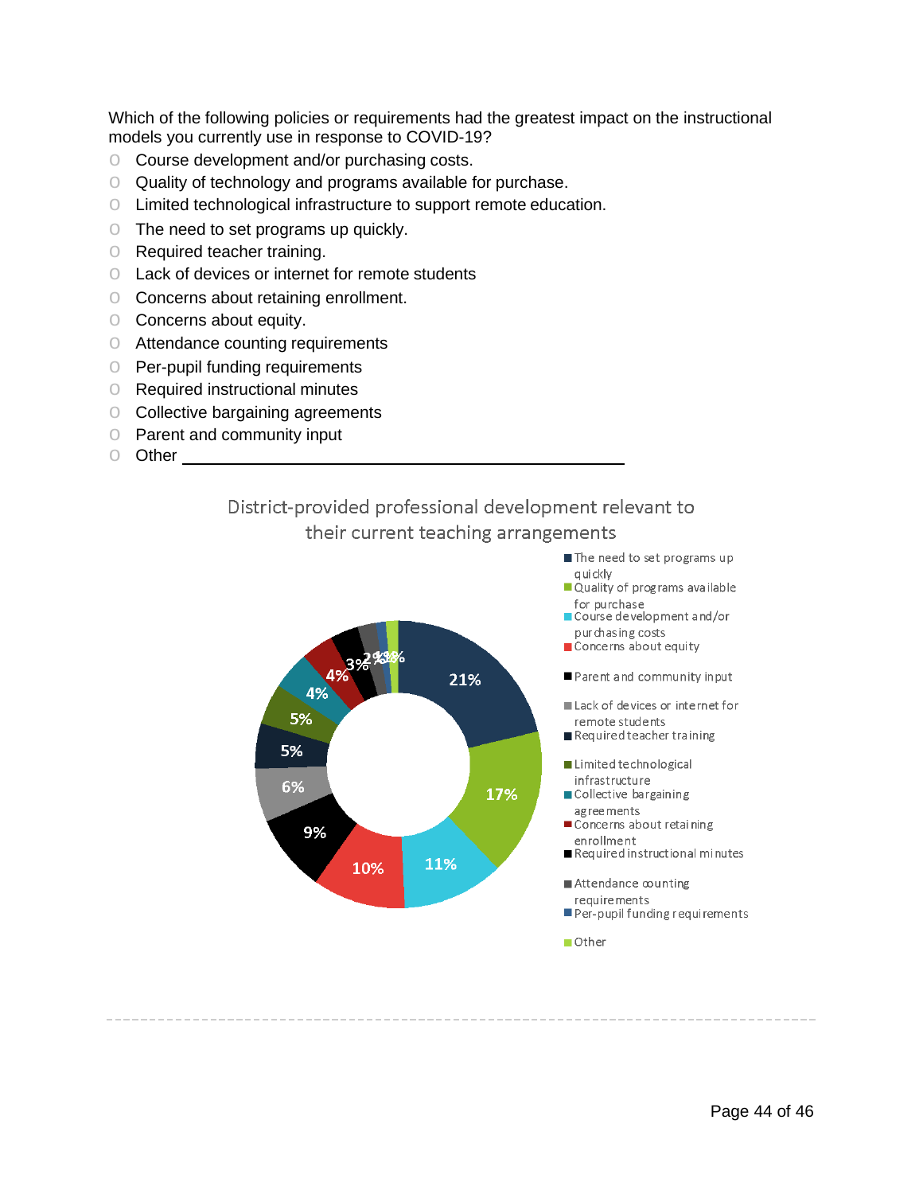Which of the following policies or requirements had the greatest impact on the instructional models you currently use in response to COVID-19?

- Course development and/or purchasing costs.
- Quality of technology and programs available for purchase.
- Limited technological infrastructure to support remote education.
- The need to set programs up quickly.
- Required teacher training.
- Lack of devices or internet for remote students
- Concerns about retaining enrollment.
- Concerns about equity.
- Attendance counting requirements
- Per-pupil funding requirements
- Required instructional minutes
- Collective bargaining agreements
- Parent and community input
- Other ______________________________

District-provided professional development relevant to their current teaching arrangements

| Response | Percent |
| --- | --- |
| The need to set programs up quickly | 21% |
| Quality of programs available for purchase | 17% |
| Course development and/or purchasing costs | 11% |
| Concerns about equity | 10% |
| Parent and community input | 9% |
| Lack of devices or internet for remote students | 6% |
| Required teacher training | 5% |
| Limited technological infrastructure | 5% |
| Collective bargaining agreements | 4% |
| Concerns about retaining enrollment | 4% |
| Required instructional minutes | 3% |
| Attendance counting requirements | 2% |
| Per-pupil funding requirements | 1% |
| Other | 1% |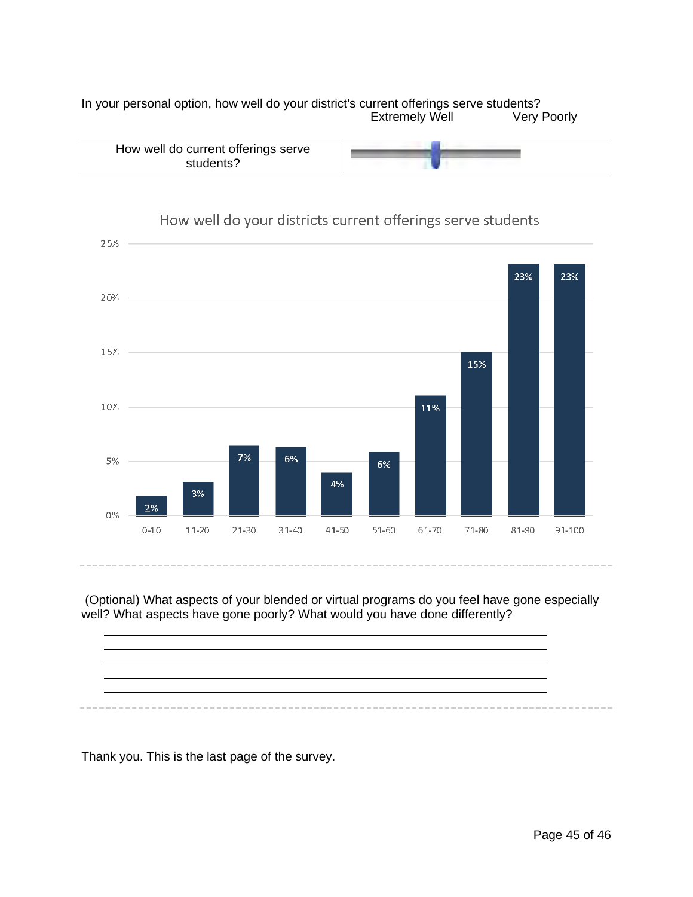In your personal option, how well do your district's current offerings serve students?

| | Extremely Well — Very Poorly |
|---|---|
| How well do current offerings serve students? | |

**How well do your districts current offerings serve students**

| Range | Percent |
|---|---|
| 0-10 | 2% |
| 11-20 | 3% |
| 21-30 | 7% |
| 31-40 | 6% |
| 41-50 | 4% |
| 51-60 | 6% |
| 61-70 | 11% |
| 71-80 | 15% |
| 81-90 | 23% |
| 91-100 | 23% |

(Optional) What aspects of your blended or virtual programs do you feel have gone especially well? What aspects have gone poorly? What would you have done differently?

______________________________________________

______________________________________________

______________________________________________

______________________________________________

Thank you. This is the last page of the survey.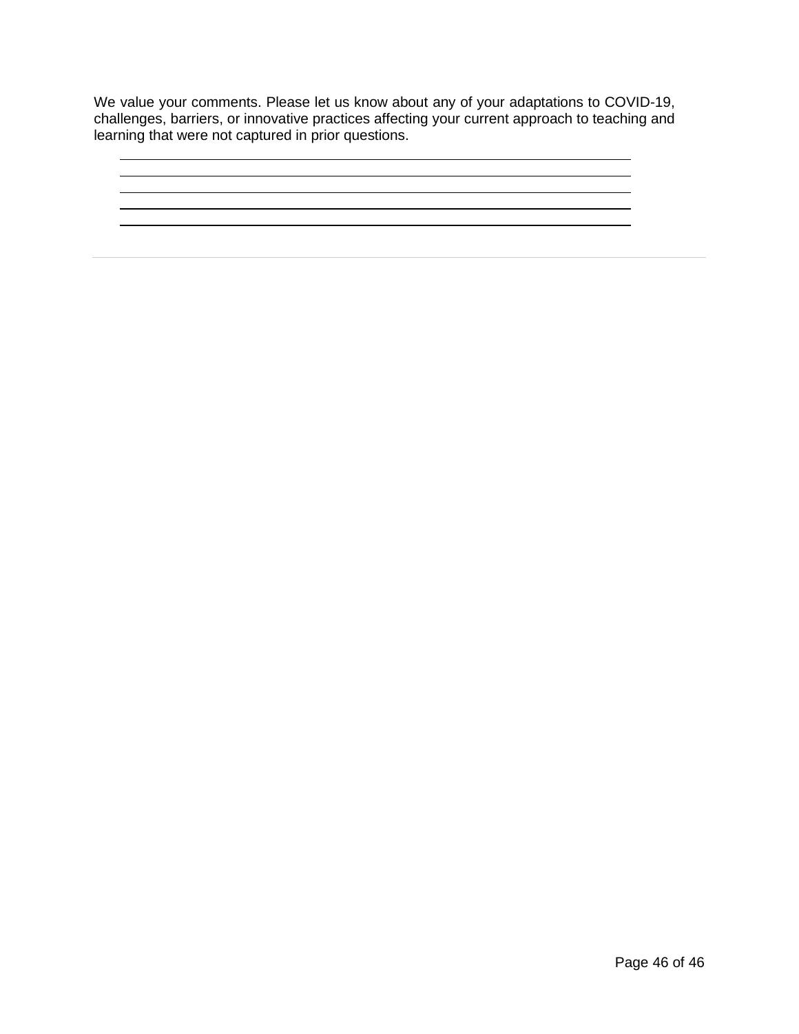We value your comments. Please let us know about any of your adaptations to COVID-19, challenges, barriers, or innovative practices affecting your current approach to teaching and learning that were not captured in prior questions.

\_\_\_\_\_\_\_\_\_\_\_\_\_\_\_\_\_\_\_\_\_\_\_\_\_\_\_\_\_\_\_\_\_\_\_\_\_\_\_\_\_\_\_\_\_\_\_\_\_\_\_\_\_\_\_\_\_\_\_\_\_\_\_\_

\_\_\_\_\_\_\_\_\_\_\_\_\_\_\_\_\_\_\_\_\_\_\_\_\_\_\_\_\_\_\_\_\_\_\_\_\_\_\_\_\_\_\_\_\_\_\_\_\_\_\_\_\_\_\_\_\_\_\_\_\_\_\_\_

\_\_\_\_\_\_\_\_\_\_\_\_\_\_\_\_\_\_\_\_\_\_\_\_\_\_\_\_\_\_\_\_\_\_\_\_\_\_\_\_\_\_\_\_\_\_\_\_\_\_\_\_\_\_\_\_\_\_\_\_\_\_\_\_

\_\_\_\_\_\_\_\_\_\_\_\_\_\_\_\_\_\_\_\_\_\_\_\_\_\_\_\_\_\_\_\_\_\_\_\_\_\_\_\_\_\_\_\_\_\_\_\_\_\_\_\_\_\_\_\_\_\_\_\_\_\_\_\_

\_\_\_\_\_\_\_\_\_\_\_\_\_\_\_\_\_\_\_\_\_\_\_\_\_\_\_\_\_\_\_\_\_\_\_\_\_\_\_\_\_\_\_\_\_\_\_\_\_\_\_\_\_\_\_\_\_\_\_\_\_\_\_\_